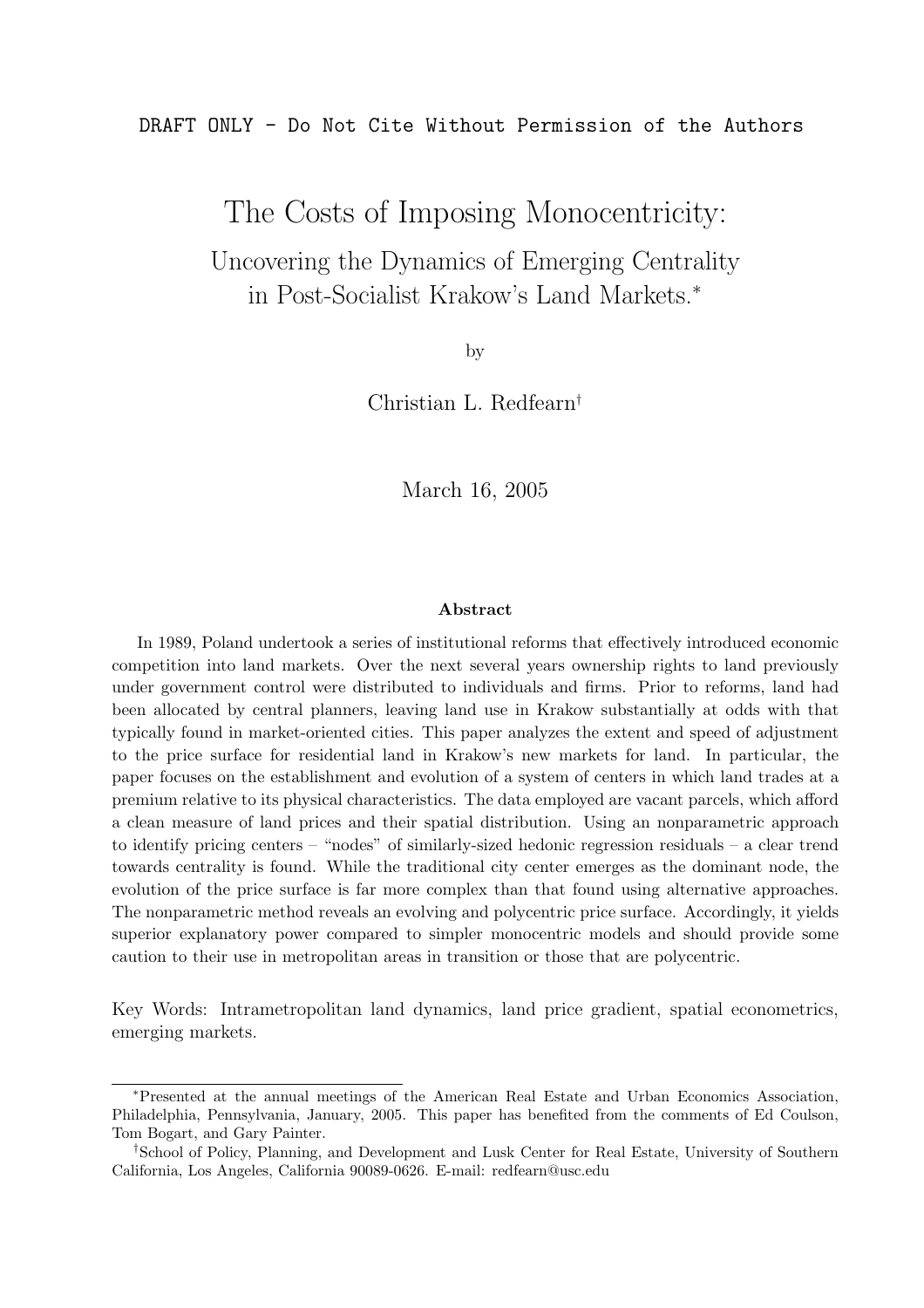DRAFT ONLY - Do Not Cite Without Permission of the Authors

# The Costs of Imposing Monocentricity:

## Uncovering the Dynamics of Emerging Centrality in Post-Socialist Krakow's Land Markets.[*]

by

Christian L. Redfearn[†]

March 16, 2005

### Abstract

In 1989, Poland undertook a series of institutional reforms that effectively introduced economic competition into land markets. Over the next several years ownership rights to land previously under government control were distributed to individuals and firms. Prior to reforms, land had been allocated by central planners, leaving land use in Krakow substantially at odds with that typically found in market-oriented cities. This paper analyzes the extent and speed of adjustment to the price surface for residential land in Krakow's new markets for land. In particular, the paper focuses on the establishment and evolution of a system of centers in which land trades at a premium relative to its physical characteristics. The data employed are vacant parcels, which afford a clean measure of land prices and their spatial distribution. Using an nonparametric approach to identify pricing centers – "nodes" of similarly-sized hedonic regression residuals – a clear trend towards centrality is found. While the traditional city center emerges as the dominant node, the evolution of the price surface is far more complex than that found using alternative approaches. The nonparametric method reveals an evolving and polycentric price surface. Accordingly, it yields superior explanatory power compared to simpler monocentric models and should provide some caution to their use in metropolitan areas in transition or those that are polycentric.

Key Words: Intrametropolitan land dynamics, land price gradient, spatial econometrics, emerging markets.

---

[*] Presented at the annual meetings of the American Real Estate and Urban Economics Association, Philadelphia, Pennsylvania, January, 2005. This paper has benefited from the comments of Ed Coulson, Tom Bogart, and Gary Painter.

[†] School of Policy, Planning, and Development and Lusk Center for Real Estate, University of Southern California, Los Angeles, California 90089-0626. E-mail: redfearn@usc.edu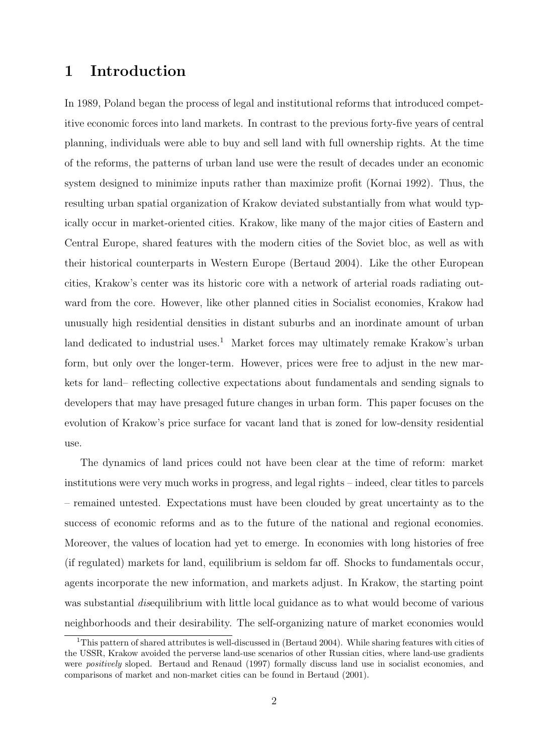# 1 Introduction

In 1989, Poland began the process of legal and institutional reforms that introduced competitive economic forces into land markets. In contrast to the previous forty-five years of central planning, individuals were able to buy and sell land with full ownership rights. At the time of the reforms, the patterns of urban land use were the result of decades under an economic system designed to minimize inputs rather than maximize profit (Kornai 1992). Thus, the resulting urban spatial organization of Krakow deviated substantially from what would typically occur in market-oriented cities. Krakow, like many of the major cities of Eastern and Central Europe, shared features with the modern cities of the Soviet bloc, as well as with their historical counterparts in Western Europe (Bertaud 2004). Like the other European cities, Krakow's center was its historic core with a network of arterial roads radiating outward from the core. However, like other planned cities in Socialist economies, Krakow had unusually high residential densities in distant suburbs and an inordinate amount of urban land dedicated to industrial uses.[1] Market forces may ultimately remake Krakow's urban form, but only over the longer-term. However, prices were free to adjust in the new markets for land– reflecting collective expectations about fundamentals and sending signals to developers that may have presaged future changes in urban form. This paper focuses on the evolution of Krakow's price surface for vacant land that is zoned for low-density residential use.

The dynamics of land prices could not have been clear at the time of reform: market institutions were very much works in progress, and legal rights – indeed, clear titles to parcels – remained untested. Expectations must have been clouded by great uncertainty as to the success of economic reforms and as to the future of the national and regional economies. Moreover, the values of location had yet to emerge. In economies with long histories of free (if regulated) markets for land, equilibrium is seldom far off. Shocks to fundamentals occur, agents incorporate the new information, and markets adjust. In Krakow, the starting point was substantial *dis*equilibrium with little local guidance as to what would become of various neighborhoods and their desirability. The self-organizing nature of market economies would

[1] This pattern of shared attributes is well-discussed in (Bertaud 2004). While sharing features with cities of the USSR, Krakow avoided the perverse land-use scenarios of other Russian cities, where land-use gradients were *positively* sloped. Bertaud and Renaud (1997) formally discuss land use in socialist economies, and comparisons of market and non-market cities can be found in Bertaud (2001).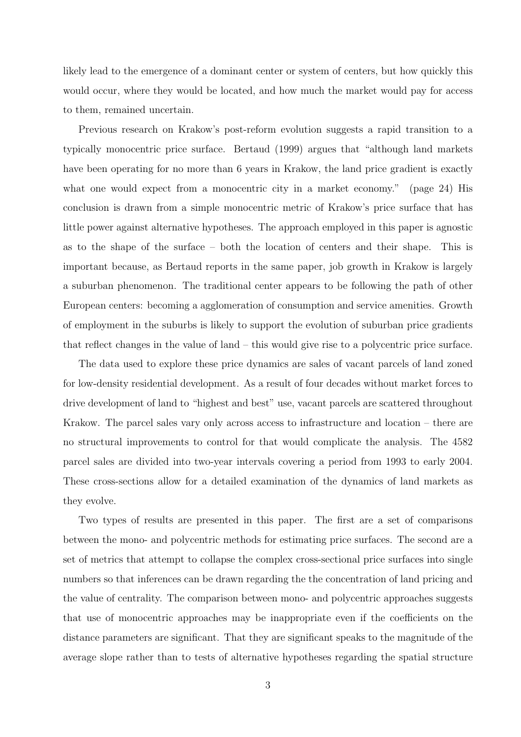likely lead to the emergence of a dominant center or system of centers, but how quickly this would occur, where they would be located, and how much the market would pay for access to them, remained uncertain.

Previous research on Krakow's post-reform evolution suggests a rapid transition to a typically monocentric price surface. Bertaud (1999) argues that "although land markets have been operating for no more than 6 years in Krakow, the land price gradient is exactly what one would expect from a monocentric city in a market economy." (page 24) His conclusion is drawn from a simple monocentric metric of Krakow's price surface that has little power against alternative hypotheses. The approach employed in this paper is agnostic as to the shape of the surface – both the location of centers and their shape. This is important because, as Bertaud reports in the same paper, job growth in Krakow is largely a suburban phenomenon. The traditional center appears to be following the path of other European centers: becoming a agglomeration of consumption and service amenities. Growth of employment in the suburbs is likely to support the evolution of suburban price gradients that reflect changes in the value of land – this would give rise to a polycentric price surface.

The data used to explore these price dynamics are sales of vacant parcels of land zoned for low-density residential development. As a result of four decades without market forces to drive development of land to "highest and best" use, vacant parcels are scattered throughout Krakow. The parcel sales vary only across access to infrastructure and location – there are no structural improvements to control for that would complicate the analysis. The 4582 parcel sales are divided into two-year intervals covering a period from 1993 to early 2004. These cross-sections allow for a detailed examination of the dynamics of land markets as they evolve.

Two types of results are presented in this paper. The first are a set of comparisons between the mono- and polycentric methods for estimating price surfaces. The second are a set of metrics that attempt to collapse the complex cross-sectional price surfaces into single numbers so that inferences can be drawn regarding the the concentration of land pricing and the value of centrality. The comparison between mono- and polycentric approaches suggests that use of monocentric approaches may be inappropriate even if the coefficients on the distance parameters are significant. That they are significant speaks to the magnitude of the average slope rather than to tests of alternative hypotheses regarding the spatial structure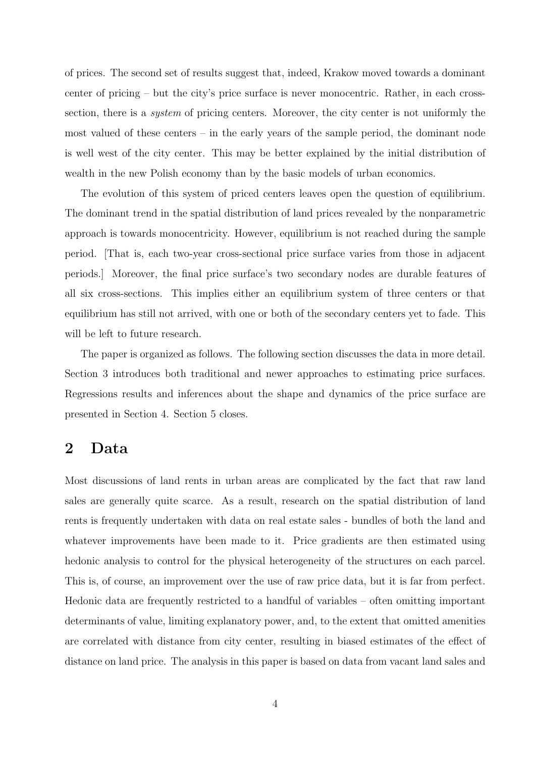of prices. The second set of results suggest that, indeed, Krakow moved towards a dominant center of pricing – but the city's price surface is never monocentric. Rather, in each cross-section, there is a *system* of pricing centers. Moreover, the city center is not uniformly the most valued of these centers – in the early years of the sample period, the dominant node is well west of the city center. This may be better explained by the initial distribution of wealth in the new Polish economy than by the basic models of urban economics.

The evolution of this system of priced centers leaves open the question of equilibrium. The dominant trend in the spatial distribution of land prices revealed by the nonparametric approach is towards monocentricity. However, equilibrium is not reached during the sample period. [That is, each two-year cross-sectional price surface varies from those in adjacent periods.] Moreover, the final price surface's two secondary nodes are durable features of all six cross-sections. This implies either an equilibrium system of three centers or that equilibrium has still not arrived, with one or both of the secondary centers yet to fade. This will be left to future research.

The paper is organized as follows. The following section discusses the data in more detail. Section 3 introduces both traditional and newer approaches to estimating price surfaces. Regressions results and inferences about the shape and dynamics of the price surface are presented in Section 4. Section 5 closes.

## 2 Data

Most discussions of land rents in urban areas are complicated by the fact that raw land sales are generally quite scarce. As a result, research on the spatial distribution of land rents is frequently undertaken with data on real estate sales - bundles of both the land and whatever improvements have been made to it. Price gradients are then estimated using hedonic analysis to control for the physical heterogeneity of the structures on each parcel. This is, of course, an improvement over the use of raw price data, but it is far from perfect. Hedonic data are frequently restricted to a handful of variables – often omitting important determinants of value, limiting explanatory power, and, to the extent that omitted amenities are correlated with distance from city center, resulting in biased estimates of the effect of distance on land price. The analysis in this paper is based on data from vacant land sales and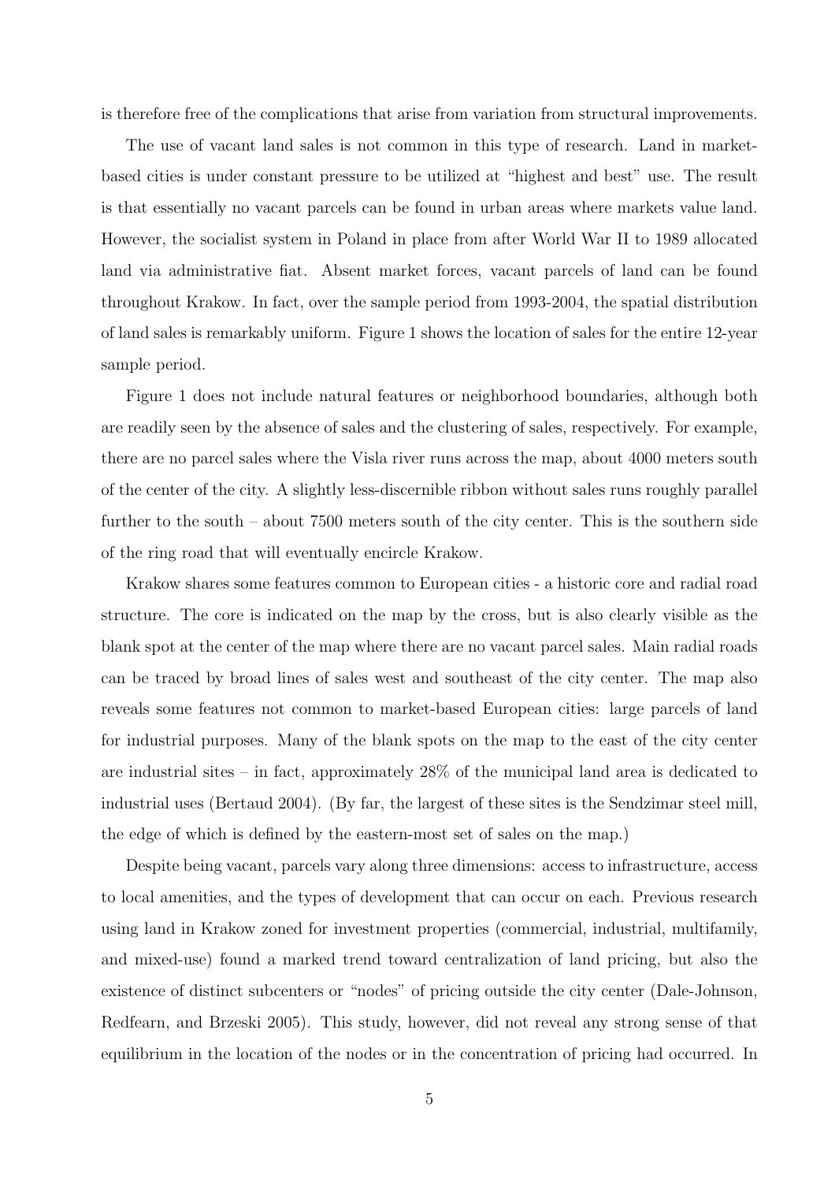is therefore free of the complications that arise from variation from structural improvements.

The use of vacant land sales is not common in this type of research. Land in market-based cities is under constant pressure to be utilized at "highest and best" use. The result is that essentially no vacant parcels can be found in urban areas where markets value land. However, the socialist system in Poland in place from after World War II to 1989 allocated land via administrative fiat. Absent market forces, vacant parcels of land can be found throughout Krakow. In fact, over the sample period from 1993-2004, the spatial distribution of land sales is remarkably uniform. Figure 1 shows the location of sales for the entire 12-year sample period.

Figure 1 does not include natural features or neighborhood boundaries, although both are readily seen by the absence of sales and the clustering of sales, respectively. For example, there are no parcel sales where the Visla river runs across the map, about 4000 meters south of the center of the city. A slightly less-discernible ribbon without sales runs roughly parallel further to the south – about 7500 meters south of the city center. This is the southern side of the ring road that will eventually encircle Krakow.

Krakow shares some features common to European cities - a historic core and radial road structure. The core is indicated on the map by the cross, but is also clearly visible as the blank spot at the center of the map where there are no vacant parcel sales. Main radial roads can be traced by broad lines of sales west and southeast of the city center. The map also reveals some features not common to market-based European cities: large parcels of land for industrial purposes. Many of the blank spots on the map to the east of the city center are industrial sites – in fact, approximately 28% of the municipal land area is dedicated to industrial uses (Bertaud 2004). (By far, the largest of these sites is the Sendzimar steel mill, the edge of which is defined by the eastern-most set of sales on the map.)

Despite being vacant, parcels vary along three dimensions: access to infrastructure, access to local amenities, and the types of development that can occur on each. Previous research using land in Krakow zoned for investment properties (commercial, industrial, multifamily, and mixed-use) found a marked trend toward centralization of land pricing, but also the existence of distinct subcenters or "nodes" of pricing outside the city center (Dale-Johnson, Redfearn, and Brzeski 2005). This study, however, did not reveal any strong sense of that equilibrium in the location of the nodes or in the concentration of pricing had occurred. In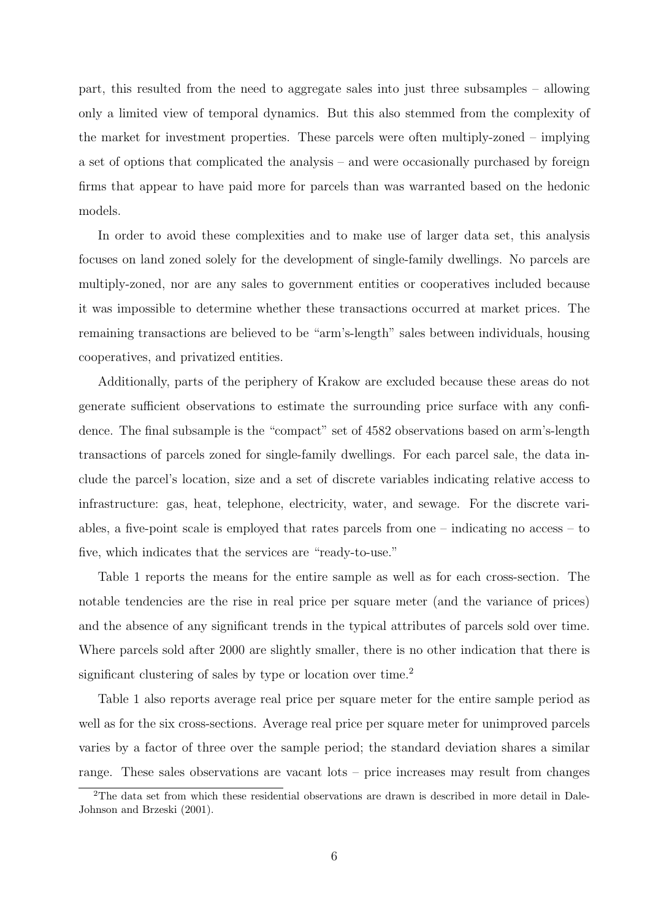part, this resulted from the need to aggregate sales into just three subsamples – allowing only a limited view of temporal dynamics. But this also stemmed from the complexity of the market for investment properties. These parcels were often multiply-zoned – implying a set of options that complicated the analysis – and were occasionally purchased by foreign firms that appear to have paid more for parcels than was warranted based on the hedonic models.

In order to avoid these complexities and to make use of larger data set, this analysis focuses on land zoned solely for the development of single-family dwellings. No parcels are multiply-zoned, nor are any sales to government entities or cooperatives included because it was impossible to determine whether these transactions occurred at market prices. The remaining transactions are believed to be "arm's-length" sales between individuals, housing cooperatives, and privatized entities.

Additionally, parts of the periphery of Krakow are excluded because these areas do not generate sufficient observations to estimate the surrounding price surface with any confidence. The final subsample is the "compact" set of 4582 observations based on arm's-length transactions of parcels zoned for single-family dwellings. For each parcel sale, the data include the parcel's location, size and a set of discrete variables indicating relative access to infrastructure: gas, heat, telephone, electricity, water, and sewage. For the discrete variables, a five-point scale is employed that rates parcels from one – indicating no access – to five, which indicates that the services are "ready-to-use."

Table 1 reports the means for the entire sample as well as for each cross-section. The notable tendencies are the rise in real price per square meter (and the variance of prices) and the absence of any significant trends in the typical attributes of parcels sold over time. Where parcels sold after 2000 are slightly smaller, there is no other indication that there is significant clustering of sales by type or location over time.[2]

Table 1 also reports average real price per square meter for the entire sample period as well as for the six cross-sections. Average real price per square meter for unimproved parcels varies by a factor of three over the sample period; the standard deviation shares a similar range. These sales observations are vacant lots – price increases may result from changes

[2]The data set from which these residential observations are drawn is described in more detail in Dale-Johnson and Brzeski (2001).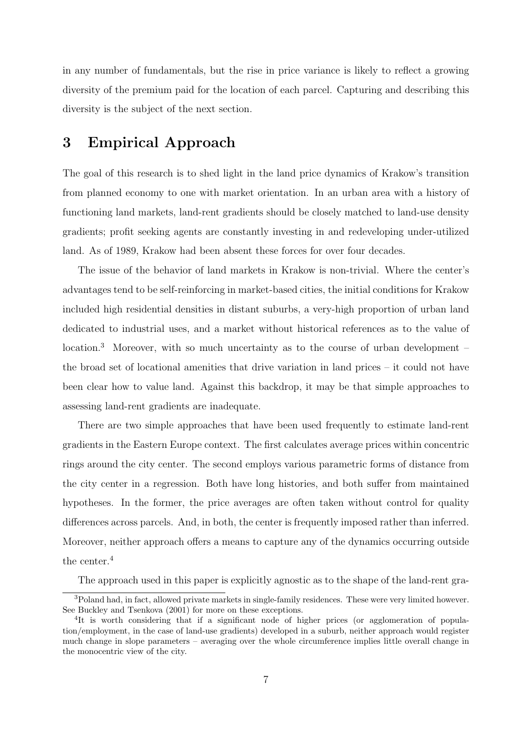in any number of fundamentals, but the rise in price variance is likely to reflect a growing diversity of the premium paid for the location of each parcel. Capturing and describing this diversity is the subject of the next section.

## 3 Empirical Approach

The goal of this research is to shed light in the land price dynamics of Krakow's transition from planned economy to one with market orientation. In an urban area with a history of functioning land markets, land-rent gradients should be closely matched to land-use density gradients; profit seeking agents are constantly investing in and redeveloping under-utilized land. As of 1989, Krakow had been absent these forces for over four decades.

The issue of the behavior of land markets in Krakow is non-trivial. Where the center's advantages tend to be self-reinforcing in market-based cities, the initial conditions for Krakow included high residential densities in distant suburbs, a very-high proportion of urban land dedicated to industrial uses, and a market without historical references as to the value of location.[3] Moreover, with so much uncertainty as to the course of urban development – the broad set of locational amenities that drive variation in land prices – it could not have been clear how to value land. Against this backdrop, it may be that simple approaches to assessing land-rent gradients are inadequate.

There are two simple approaches that have been used frequently to estimate land-rent gradients in the Eastern Europe context. The first calculates average prices within concentric rings around the city center. The second employs various parametric forms of distance from the city center in a regression. Both have long histories, and both suffer from maintained hypotheses. In the former, the price averages are often taken without control for quality differences across parcels. And, in both, the center is frequently imposed rather than inferred. Moreover, neither approach offers a means to capture any of the dynamics occurring outside the center.[4]

The approach used in this paper is explicitly agnostic as to the shape of the land-rent gra-

[3] Poland had, in fact, allowed private markets in single-family residences. These were very limited however. See Buckley and Tsenkova (2001) for more on these exceptions.

[4] It is worth considering that if a significant node of higher prices (or agglomeration of population/employment, in the case of land-use gradients) developed in a suburb, neither approach would register much change in slope parameters – averaging over the whole circumference implies little overall change in the monocentric view of the city.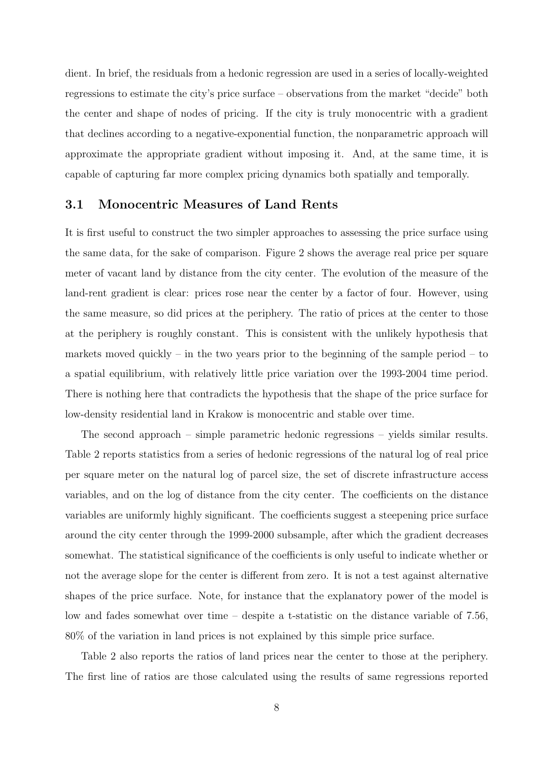dient. In brief, the residuals from a hedonic regression are used in a series of locally-weighted regressions to estimate the city's price surface – observations from the market "decide" both the center and shape of nodes of pricing. If the city is truly monocentric with a gradient that declines according to a negative-exponential function, the nonparametric approach will approximate the appropriate gradient without imposing it. And, at the same time, it is capable of capturing far more complex pricing dynamics both spatially and temporally.

## 3.1 Monocentric Measures of Land Rents

It is first useful to construct the two simpler approaches to assessing the price surface using the same data, for the sake of comparison. Figure 2 shows the average real price per square meter of vacant land by distance from the city center. The evolution of the measure of the land-rent gradient is clear: prices rose near the center by a factor of four. However, using the same measure, so did prices at the periphery. The ratio of prices at the center to those at the periphery is roughly constant. This is consistent with the unlikely hypothesis that markets moved quickly – in the two years prior to the beginning of the sample period – to a spatial equilibrium, with relatively little price variation over the 1993-2004 time period. There is nothing here that contradicts the hypothesis that the shape of the price surface for low-density residential land in Krakow is monocentric and stable over time.

The second approach – simple parametric hedonic regressions – yields similar results. Table 2 reports statistics from a series of hedonic regressions of the natural log of real price per square meter on the natural log of parcel size, the set of discrete infrastructure access variables, and on the log of distance from the city center. The coefficients on the distance variables are uniformly highly significant. The coefficients suggest a steepening price surface around the city center through the 1999-2000 subsample, after which the gradient decreases somewhat. The statistical significance of the coefficients is only useful to indicate whether or not the average slope for the center is different from zero. It is not a test against alternative shapes of the price surface. Note, for instance that the explanatory power of the model is low and fades somewhat over time – despite a t-statistic on the distance variable of 7.56, 80% of the variation in land prices is not explained by this simple price surface.

Table 2 also reports the ratios of land prices near the center to those at the periphery. The first line of ratios are those calculated using the results of same regressions reported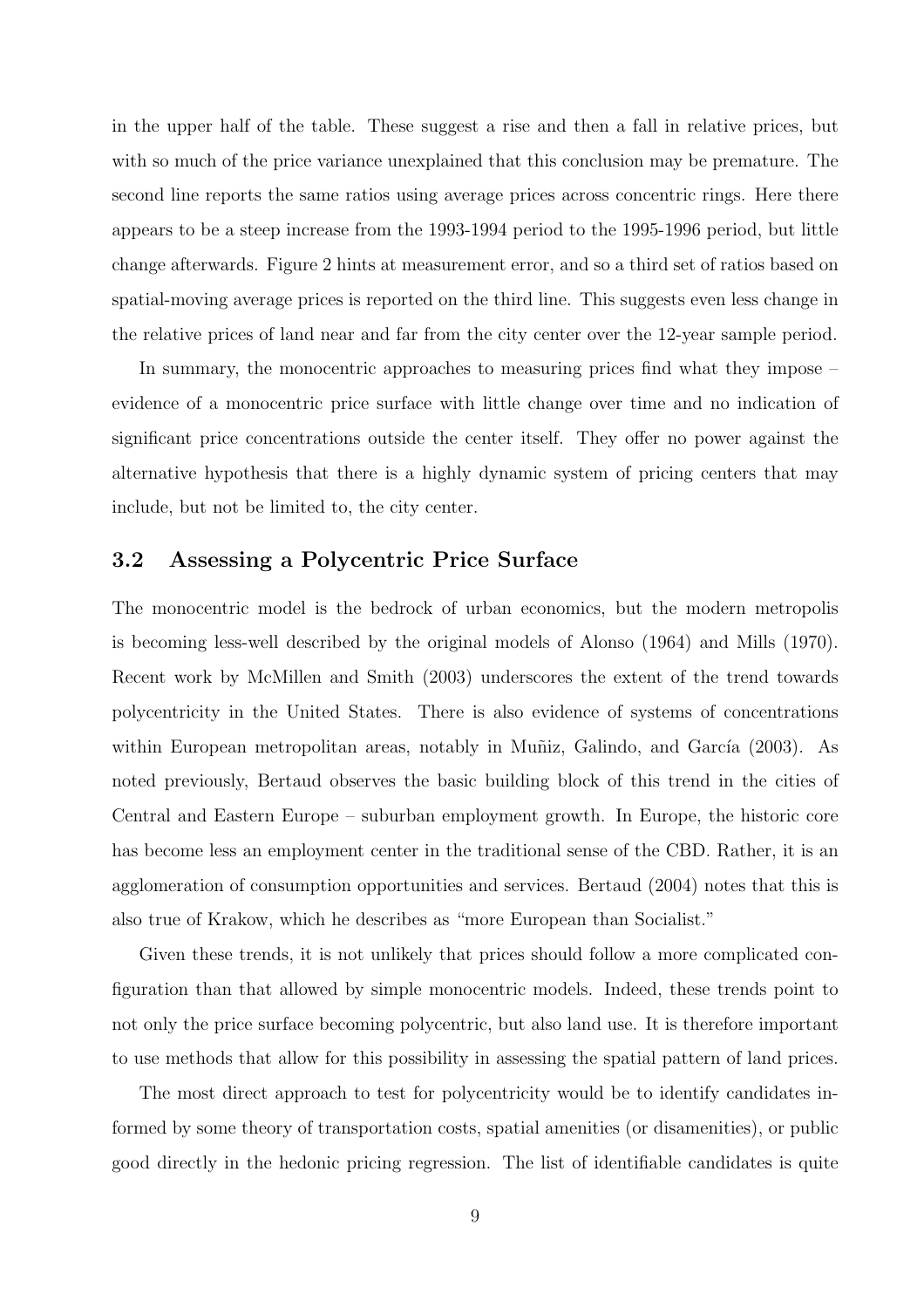in the upper half of the table. These suggest a rise and then a fall in relative prices, but with so much of the price variance unexplained that this conclusion may be premature. The second line reports the same ratios using average prices across concentric rings. Here there appears to be a steep increase from the 1993-1994 period to the 1995-1996 period, but little change afterwards. Figure 2 hints at measurement error, and so a third set of ratios based on spatial-moving average prices is reported on the third line. This suggests even less change in the relative prices of land near and far from the city center over the 12-year sample period.

In summary, the monocentric approaches to measuring prices find what they impose – evidence of a monocentric price surface with little change over time and no indication of significant price concentrations outside the center itself. They offer no power against the alternative hypothesis that there is a highly dynamic system of pricing centers that may include, but not be limited to, the city center.

## 3.2 Assessing a Polycentric Price Surface

The monocentric model is the bedrock of urban economics, but the modern metropolis is becoming less-well described by the original models of Alonso (1964) and Mills (1970). Recent work by McMillen and Smith (2003) underscores the extent of the trend towards polycentricity in the United States. There is also evidence of systems of concentrations within European metropolitan areas, notably in Muñiz, Galindo, and García (2003). As noted previously, Bertaud observes the basic building block of this trend in the cities of Central and Eastern Europe – suburban employment growth. In Europe, the historic core has become less an employment center in the traditional sense of the CBD. Rather, it is an agglomeration of consumption opportunities and services. Bertaud (2004) notes that this is also true of Krakow, which he describes as "more European than Socialist."

Given these trends, it is not unlikely that prices should follow a more complicated configuration than that allowed by simple monocentric models. Indeed, these trends point to not only the price surface becoming polycentric, but also land use. It is therefore important to use methods that allow for this possibility in assessing the spatial pattern of land prices.

The most direct approach to test for polycentricity would be to identify candidates informed by some theory of transportation costs, spatial amenities (or disamenities), or public good directly in the hedonic pricing regression. The list of identifiable candidates is quite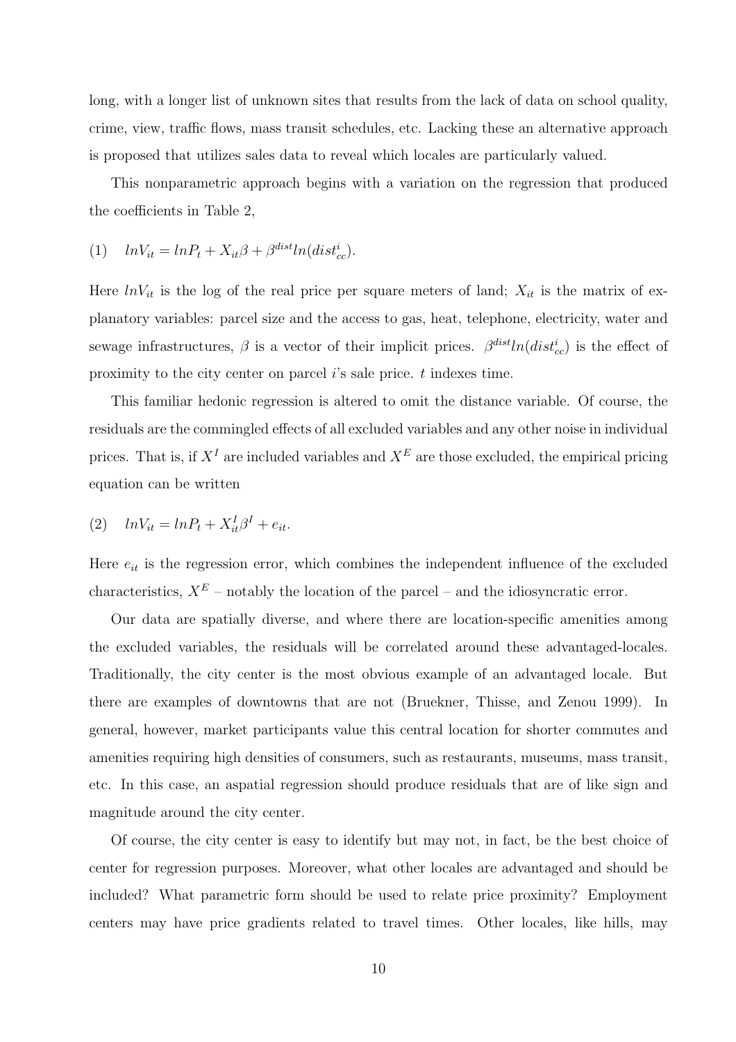long, with a longer list of unknown sites that results from the lack of data on school quality, crime, view, traffic flows, mass transit schedules, etc. Lacking these an alternative approach is proposed that utilizes sales data to reveal which locales are particularly valued.

This nonparametric approach begins with a variation on the regression that produced the coefficients in Table 2,

$$(1) \quad lnV_{it} = lnP_t + X_{it}\beta + \beta^{dist}ln(dist^i_{cc}).$$

Here $lnV_{it}$ is the log of the real price per square meters of land; $X_{it}$ is the matrix of explanatory variables: parcel size and the access to gas, heat, telephone, electricity, water and sewage infrastructures, $\beta$ is a vector of their implicit prices. $\beta^{dist}ln(dist^i_{cc})$ is the effect of proximity to the city center on parcel $i$'s sale price. $t$ indexes time.

This familiar hedonic regression is altered to omit the distance variable. Of course, the residuals are the commingled effects of all excluded variables and any other noise in individual prices. That is, if $X^I$ are included variables and $X^E$ are those excluded, the empirical pricing equation can be written

$$(2) \quad lnV_{it} = lnP_t + X^I_{it}\beta^I + e_{it}.$$

Here $e_{it}$ is the regression error, which combines the independent influence of the excluded characteristics, $X^E$ – notably the location of the parcel – and the idiosyncratic error.

Our data are spatially diverse, and where there are location-specific amenities among the excluded variables, the residuals will be correlated around these advantaged-locales. Traditionally, the city center is the most obvious example of an advantaged locale. But there are examples of downtowns that are not (Bruekner, Thisse, and Zenou 1999). In general, however, market participants value this central location for shorter commutes and amenities requiring high densities of consumers, such as restaurants, museums, mass transit, etc. In this case, an aspatial regression should produce residuals that are of like sign and magnitude around the city center.

Of course, the city center is easy to identify but may not, in fact, be the best choice of center for regression purposes. Moreover, what other locales are advantaged and should be included? What parametric form should be used to relate price proximity? Employment centers may have price gradients related to travel times. Other locales, like hills, may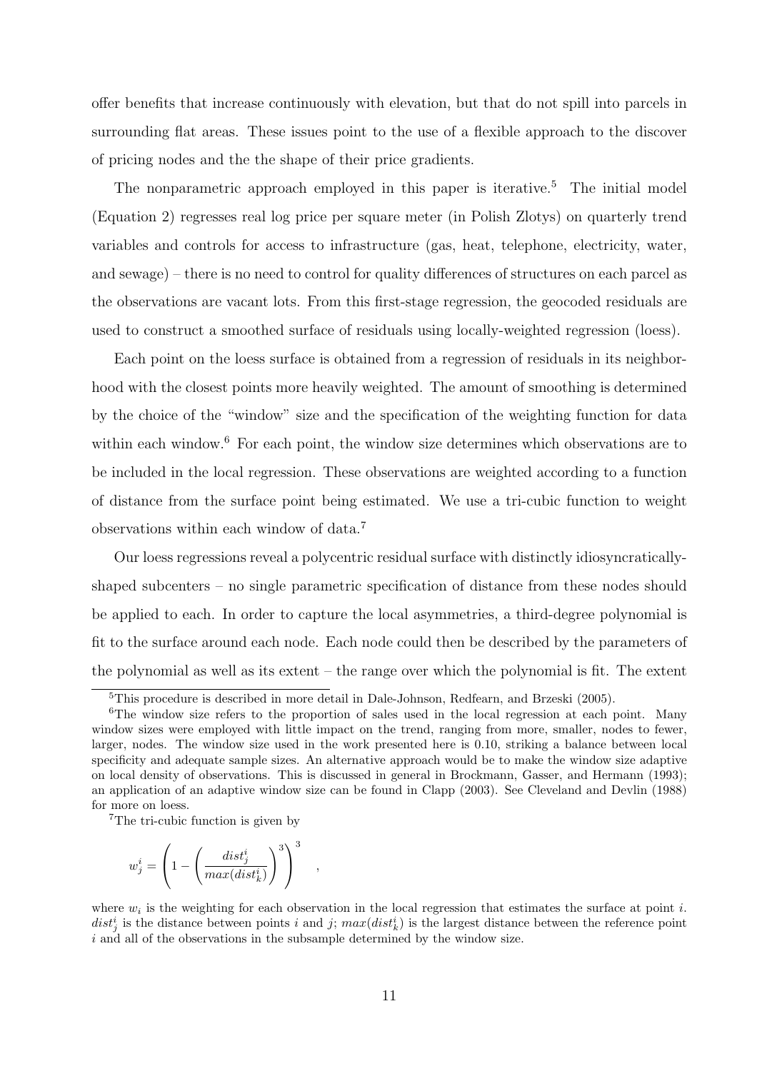offer benefits that increase continuously with elevation, but that do not spill into parcels in surrounding flat areas. These issues point to the use of a flexible approach to the discover of pricing nodes and the the shape of their price gradients.

The nonparametric approach employed in this paper is iterative.[5] The initial model (Equation 2) regresses real log price per square meter (in Polish Zlotys) on quarterly trend variables and controls for access to infrastructure (gas, heat, telephone, electricity, water, and sewage) – there is no need to control for quality differences of structures on each parcel as the observations are vacant lots. From this first-stage regression, the geocoded residuals are used to construct a smoothed surface of residuals using locally-weighted regression (loess).

Each point on the loess surface is obtained from a regression of residuals in its neighborhood with the closest points more heavily weighted. The amount of smoothing is determined by the choice of the "window" size and the specification of the weighting function for data within each window.[6] For each point, the window size determines which observations are to be included in the local regression. These observations are weighted according to a function of distance from the surface point being estimated. We use a tri-cubic function to weight observations within each window of data.[7]

Our loess regressions reveal a polycentric residual surface with distinctly idiosyncratically-shaped subcenters – no single parametric specification of distance from these nodes should be applied to each. In order to capture the local asymmetries, a third-degree polynomial is fit to the surface around each node. Each node could then be described by the parameters of the polynomial as well as its extent – the range over which the polynomial is fit. The extent

---

[5] This procedure is described in more detail in Dale-Johnson, Redfearn, and Brzeski (2005).

[6] The window size refers to the proportion of sales used in the local regression at each point. Many window sizes were employed with little impact on the trend, ranging from more, smaller, nodes to fewer, larger, nodes. The window size used in the work presented here is 0.10, striking a balance between local specificity and adequate sample sizes. An alternative approach would be to make the window size adaptive on local density of observations. This is discussed in general in Brockmann, Gasser, and Hermann (1993); an application of an adaptive window size can be found in Clapp (2003). See Cleveland and Devlin (1988) for more on loess.

[7] The tri-cubic function is given by

$$w_j^i = \left(1 - \left(\frac{dist_j^i}{max(dist_k^i)}\right)^3\right)^3 \quad ,$$

where $w_i$ is the weighting for each observation in the local regression that estimates the surface at point $i$. $dist_j^i$ is the distance between points $i$ and $j$; $max(dist_k^i)$ is the largest distance between the reference point $i$ and all of the observations in the subsample determined by the window size.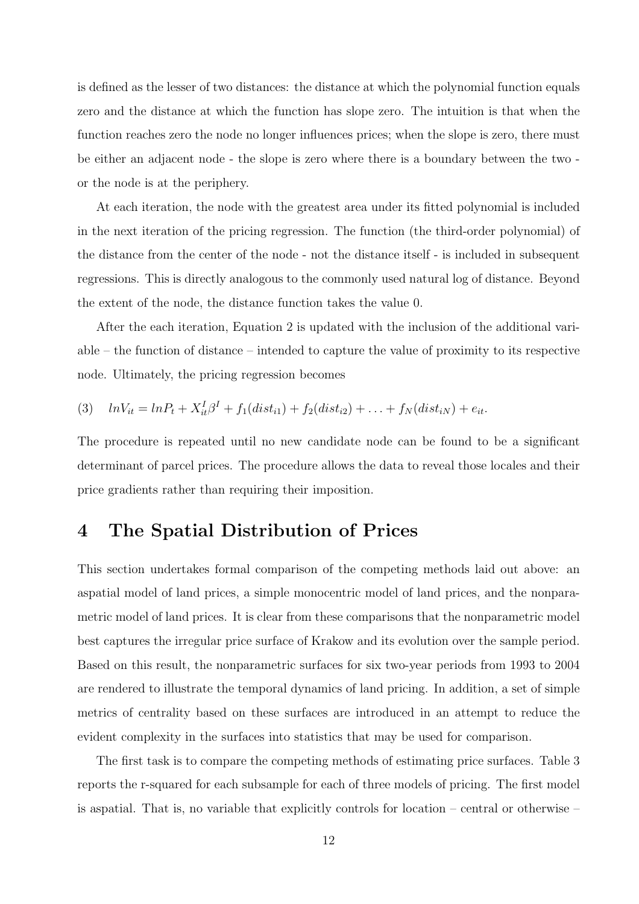is defined as the lesser of two distances: the distance at which the polynomial function equals zero and the distance at which the function has slope zero. The intuition is that when the function reaches zero the node no longer influences prices; when the slope is zero, there must be either an adjacent node - the slope is zero where there is a boundary between the two - or the node is at the periphery.

At each iteration, the node with the greatest area under its fitted polynomial is included in the next iteration of the pricing regression. The function (the third-order polynomial) of the distance from the center of the node - not the distance itself - is included in subsequent regressions. This is directly analogous to the commonly used natural log of distance. Beyond the extent of the node, the distance function takes the value 0.

After the each iteration, Equation 2 is updated with the inclusion of the additional variable – the function of distance – intended to capture the value of proximity to its respective node. Ultimately, the pricing regression becomes

$$(3) \quad lnV_{it} = lnP_t + X_{it}^I \beta^I + f_1(dist_{i1}) + f_2(dist_{i2}) + \ldots + f_N(dist_{iN}) + e_{it}.$$

The procedure is repeated until no new candidate node can be found to be a significant determinant of parcel prices. The procedure allows the data to reveal those locales and their price gradients rather than requiring their imposition.

## 4 The Spatial Distribution of Prices

This section undertakes formal comparison of the competing methods laid out above: an aspatial model of land prices, a simple monocentric model of land prices, and the nonparametric model of land prices. It is clear from these comparisons that the nonparametric model best captures the irregular price surface of Krakow and its evolution over the sample period. Based on this result, the nonparametric surfaces for six two-year periods from 1993 to 2004 are rendered to illustrate the temporal dynamics of land pricing. In addition, a set of simple metrics of centrality based on these surfaces are introduced in an attempt to reduce the evident complexity in the surfaces into statistics that may be used for comparison.

The first task is to compare the competing methods of estimating price surfaces. Table 3 reports the r-squared for each subsample for each of three models of pricing. The first model is aspatial. That is, no variable that explicitly controls for location – central or otherwise –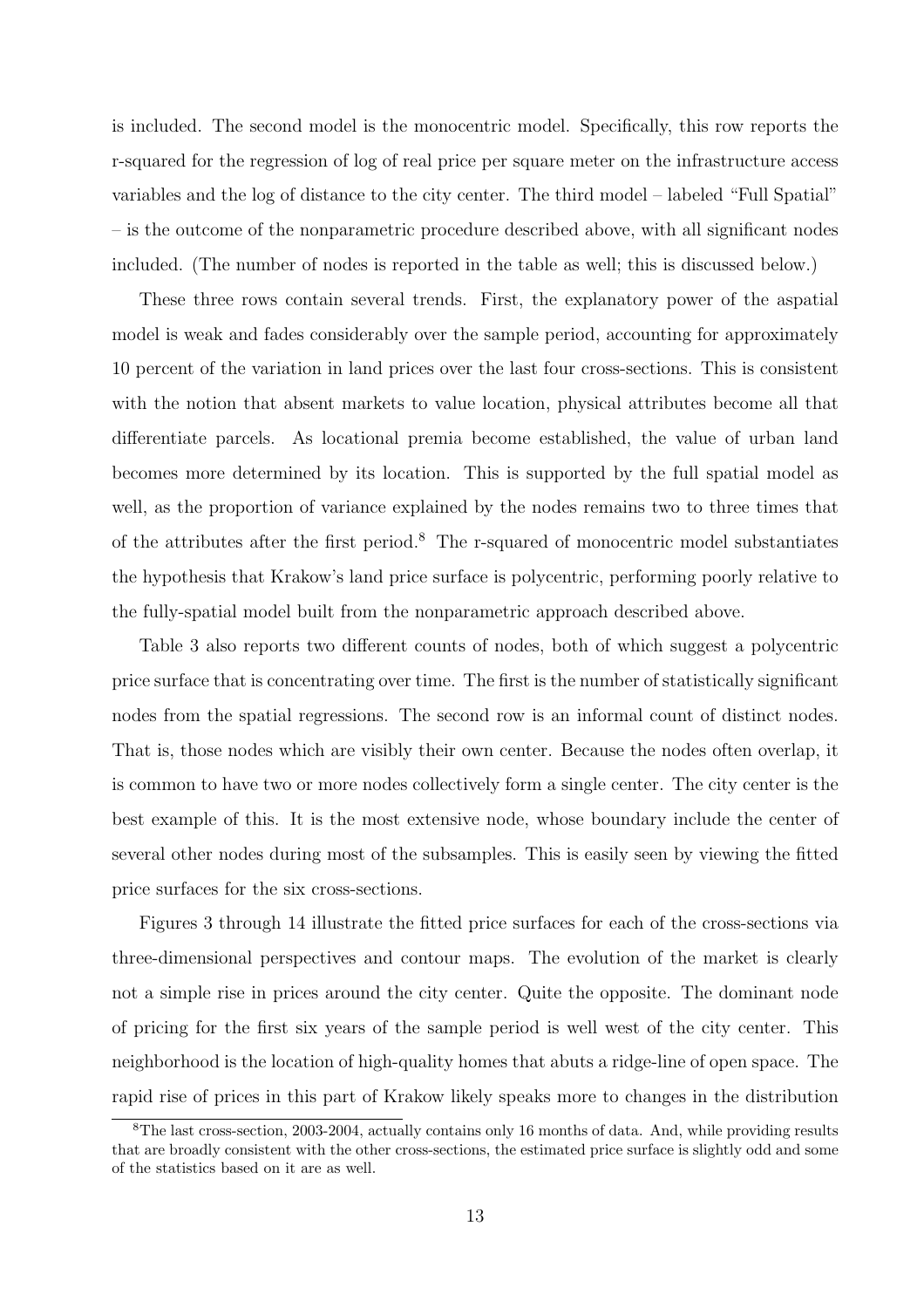is included. The second model is the monocentric model. Specifically, this row reports the r-squared for the regression of log of real price per square meter on the infrastructure access variables and the log of distance to the city center. The third model – labeled "Full Spatial" – is the outcome of the nonparametric procedure described above, with all significant nodes included. (The number of nodes is reported in the table as well; this is discussed below.)

These three rows contain several trends. First, the explanatory power of the aspatial model is weak and fades considerably over the sample period, accounting for approximately 10 percent of the variation in land prices over the last four cross-sections. This is consistent with the notion that absent markets to value location, physical attributes become all that differentiate parcels. As locational premia become established, the value of urban land becomes more determined by its location. This is supported by the full spatial model as well, as the proportion of variance explained by the nodes remains two to three times that of the attributes after the first period.[8] The r-squared of monocentric model substantiates the hypothesis that Krakow's land price surface is polycentric, performing poorly relative to the fully-spatial model built from the nonparametric approach described above.

Table 3 also reports two different counts of nodes, both of which suggest a polycentric price surface that is concentrating over time. The first is the number of statistically significant nodes from the spatial regressions. The second row is an informal count of distinct nodes. That is, those nodes which are visibly their own center. Because the nodes often overlap, it is common to have two or more nodes collectively form a single center. The city center is the best example of this. It is the most extensive node, whose boundary include the center of several other nodes during most of the subsamples. This is easily seen by viewing the fitted price surfaces for the six cross-sections.

Figures 3 through 14 illustrate the fitted price surfaces for each of the cross-sections via three-dimensional perspectives and contour maps. The evolution of the market is clearly not a simple rise in prices around the city center. Quite the opposite. The dominant node of pricing for the first six years of the sample period is well west of the city center. This neighborhood is the location of high-quality homes that abuts a ridge-line of open space. The rapid rise of prices in this part of Krakow likely speaks more to changes in the distribution

[8] The last cross-section, 2003-2004, actually contains only 16 months of data. And, while providing results that are broadly consistent with the other cross-sections, the estimated price surface is slightly odd and some of the statistics based on it are as well.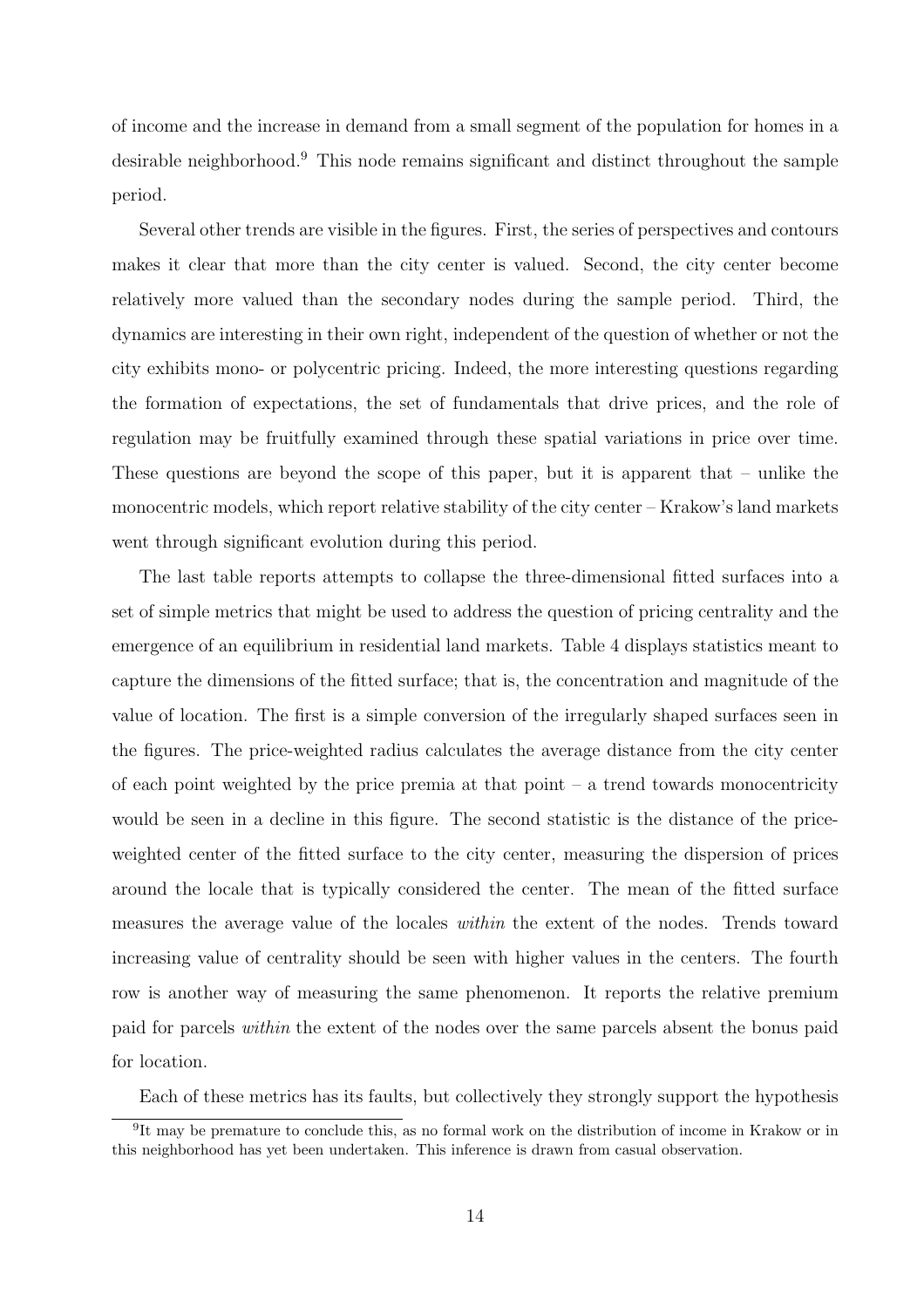of income and the increase in demand from a small segment of the population for homes in a desirable neighborhood.[9] This node remains significant and distinct throughout the sample period.

Several other trends are visible in the figures. First, the series of perspectives and contours makes it clear that more than the city center is valued. Second, the city center become relatively more valued than the secondary nodes during the sample period. Third, the dynamics are interesting in their own right, independent of the question of whether or not the city exhibits mono- or polycentric pricing. Indeed, the more interesting questions regarding the formation of expectations, the set of fundamentals that drive prices, and the role of regulation may be fruitfully examined through these spatial variations in price over time. These questions are beyond the scope of this paper, but it is apparent that – unlike the monocentric models, which report relative stability of the city center – Krakow's land markets went through significant evolution during this period.

The last table reports attempts to collapse the three-dimensional fitted surfaces into a set of simple metrics that might be used to address the question of pricing centrality and the emergence of an equilibrium in residential land markets. Table 4 displays statistics meant to capture the dimensions of the fitted surface; that is, the concentration and magnitude of the value of location. The first is a simple conversion of the irregularly shaped surfaces seen in the figures. The price-weighted radius calculates the average distance from the city center of each point weighted by the price premia at that point – a trend towards monocentricity would be seen in a decline in this figure. The second statistic is the distance of the price-weighted center of the fitted surface to the city center, measuring the dispersion of prices around the locale that is typically considered the center. The mean of the fitted surface measures the average value of the locales *within* the extent of the nodes. Trends toward increasing value of centrality should be seen with higher values in the centers. The fourth row is another way of measuring the same phenomenon. It reports the relative premium paid for parcels *within* the extent of the nodes over the same parcels absent the bonus paid for location.

Each of these metrics has its faults, but collectively they strongly support the hypothesis

[9]It may be premature to conclude this, as no formal work on the distribution of income in Krakow or in this neighborhood has yet been undertaken. This inference is drawn from casual observation.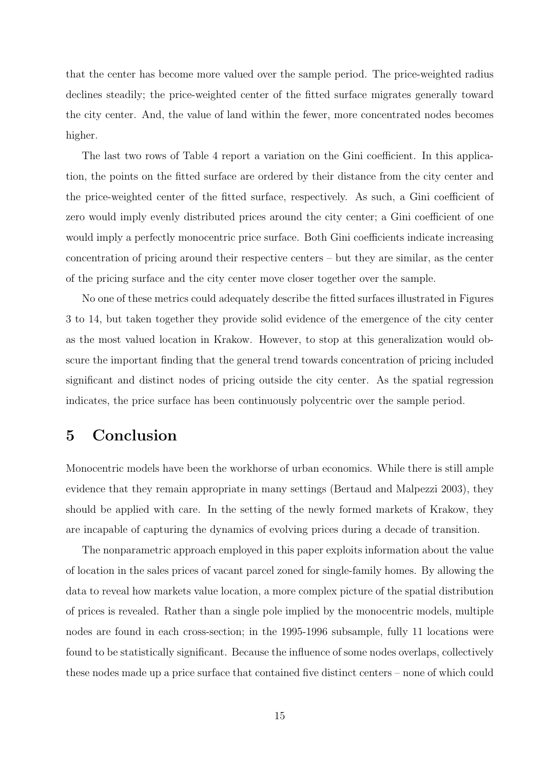that the center has become more valued over the sample period. The price-weighted radius declines steadily; the price-weighted center of the fitted surface migrates generally toward the city center. And, the value of land within the fewer, more concentrated nodes becomes higher.

The last two rows of Table 4 report a variation on the Gini coefficient. In this application, the points on the fitted surface are ordered by their distance from the city center and the price-weighted center of the fitted surface, respectively. As such, a Gini coefficient of zero would imply evenly distributed prices around the city center; a Gini coefficient of one would imply a perfectly monocentric price surface. Both Gini coefficients indicate increasing concentration of pricing around their respective centers – but they are similar, as the center of the pricing surface and the city center move closer together over the sample.

No one of these metrics could adequately describe the fitted surfaces illustrated in Figures 3 to 14, but taken together they provide solid evidence of the emergence of the city center as the most valued location in Krakow. However, to stop at this generalization would obscure the important finding that the general trend towards concentration of pricing included significant and distinct nodes of pricing outside the city center. As the spatial regression indicates, the price surface has been continuously polycentric over the sample period.

# 5 Conclusion

Monocentric models have been the workhorse of urban economics. While there is still ample evidence that they remain appropriate in many settings (Bertaud and Malpezzi 2003), they should be applied with care. In the setting of the newly formed markets of Krakow, they are incapable of capturing the dynamics of evolving prices during a decade of transition.

The nonparametric approach employed in this paper exploits information about the value of location in the sales prices of vacant parcel zoned for single-family homes. By allowing the data to reveal how markets value location, a more complex picture of the spatial distribution of prices is revealed. Rather than a single pole implied by the monocentric models, multiple nodes are found in each cross-section; in the 1995-1996 subsample, fully 11 locations were found to be statistically significant. Because the influence of some nodes overlaps, collectively these nodes made up a price surface that contained five distinct centers – none of which could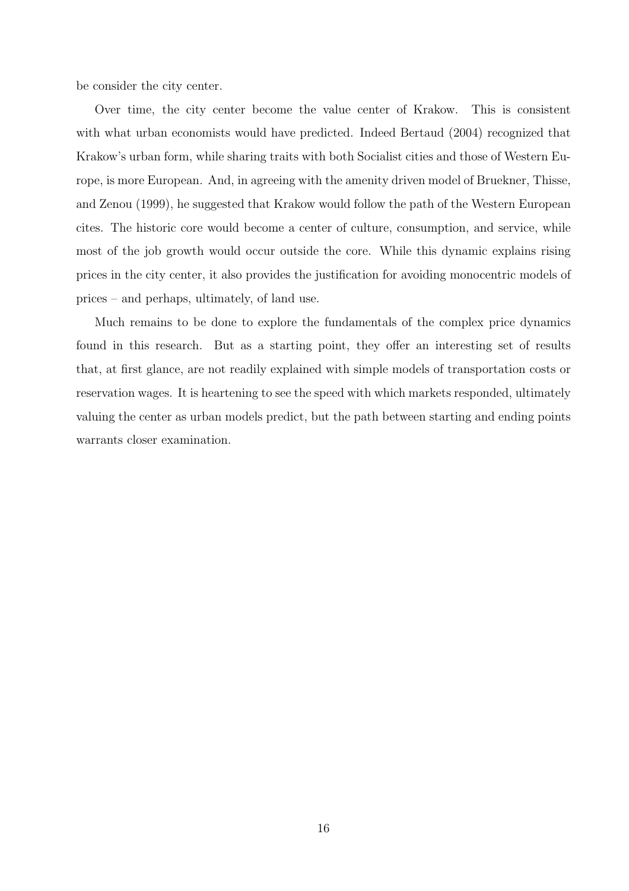be consider the city center.

Over time, the city center become the value center of Krakow. This is consistent with what urban economists would have predicted. Indeed Bertaud (2004) recognized that Krakow's urban form, while sharing traits with both Socialist cities and those of Western Europe, is more European. And, in agreeing with the amenity driven model of Bruekner, Thisse, and Zenou (1999), he suggested that Krakow would follow the path of the Western European cites. The historic core would become a center of culture, consumption, and service, while most of the job growth would occur outside the core. While this dynamic explains rising prices in the city center, it also provides the justification for avoiding monocentric models of prices – and perhaps, ultimately, of land use.

Much remains to be done to explore the fundamentals of the complex price dynamics found in this research. But as a starting point, they offer an interesting set of results that, at first glance, are not readily explained with simple models of transportation costs or reservation wages. It is heartening to see the speed with which markets responded, ultimately valuing the center as urban models predict, but the path between starting and ending points warrants closer examination.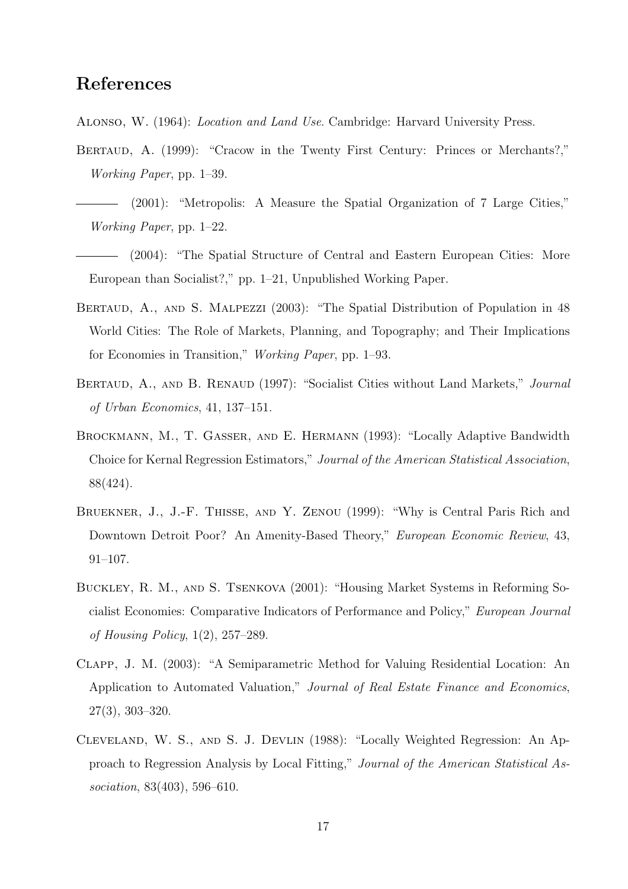## References

Alonso, W. (1964): *Location and Land Use*. Cambridge: Harvard University Press.

Bertaud, A. (1999): "Cracow in the Twenty First Century: Princes or Merchants?," *Working Paper*, pp. 1–39.

——— (2001): "Metropolis: A Measure the Spatial Organization of 7 Large Cities," *Working Paper*, pp. 1–22.

——— (2004): "The Spatial Structure of Central and Eastern European Cities: More European than Socialist?," pp. 1–21, Unpublished Working Paper.

Bertaud, A., and S. Malpezzi (2003): "The Spatial Distribution of Population in 48 World Cities: The Role of Markets, Planning, and Topography; and Their Implications for Economies in Transition," *Working Paper*, pp. 1–93.

Bertaud, A., and B. Renaud (1997): "Socialist Cities without Land Markets," *Journal of Urban Economics*, 41, 137–151.

Brockmann, M., T. Gasser, and E. Hermann (1993): "Locally Adaptive Bandwidth Choice for Kernal Regression Estimators," *Journal of the American Statistical Association*, 88(424).

Bruekner, J., J.-F. Thisse, and Y. Zenou (1999): "Why is Central Paris Rich and Downtown Detroit Poor? An Amenity-Based Theory," *European Economic Review*, 43, 91–107.

Buckley, R. M., and S. Tsenkova (2001): "Housing Market Systems in Reforming Socialist Economies: Comparative Indicators of Performance and Policy," *European Journal of Housing Policy*, 1(2), 257–289.

Clapp, J. M. (2003): "A Semiparametric Method for Valuing Residential Location: An Application to Automated Valuation," *Journal of Real Estate Finance and Economics*, 27(3), 303–320.

Cleveland, W. S., and S. J. Devlin (1988): "Locally Weighted Regression: An Approach to Regression Analysis by Local Fitting," *Journal of the American Statistical Association*, 83(403), 596–610.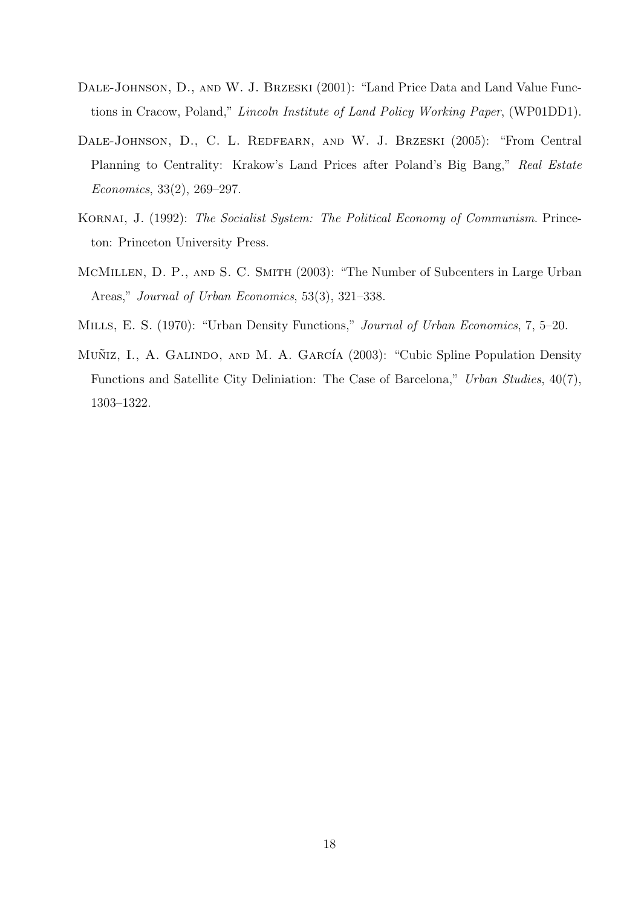Dale-Johnson, D., and W. J. Brzeski (2001): "Land Price Data and Land Value Functions in Cracow, Poland," *Lincoln Institute of Land Policy Working Paper*, (WP01DD1).

Dale-Johnson, D., C. L. Redfearn, and W. J. Brzeski (2005): "From Central Planning to Centrality: Krakow's Land Prices after Poland's Big Bang," *Real Estate Economics*, 33(2), 269–297.

Kornai, J. (1992): *The Socialist System: The Political Economy of Communism*. Princeton: Princeton University Press.

McMillen, D. P., and S. C. Smith (2003): "The Number of Subcenters in Large Urban Areas," *Journal of Urban Economics*, 53(3), 321–338.

Mills, E. S. (1970): "Urban Density Functions," *Journal of Urban Economics*, 7, 5–20.

Muñiz, I., A. Galindo, and M. A. García (2003): "Cubic Spline Population Density Functions and Satellite City Deliniation: The Case of Barcelona," *Urban Studies*, 40(7), 1303–1322.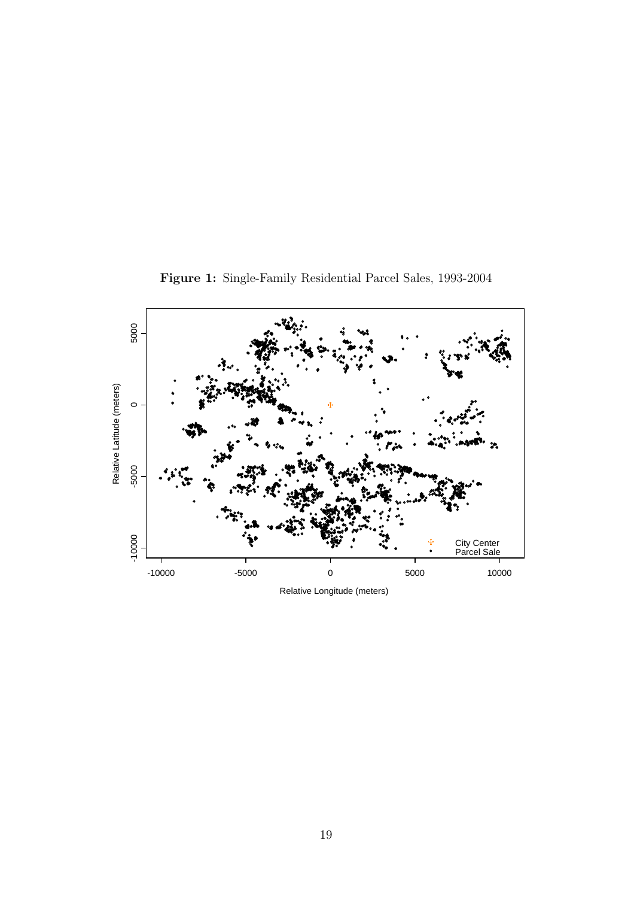**Figure 1:** Single-Family Residential Parcel Sales, 1993-2004

Relative Latitude (meters)

5000

0

-5000

-10000

-10000

-5000

0

5000

10000

Relative Longitude (meters)

City Center

Parcel Sale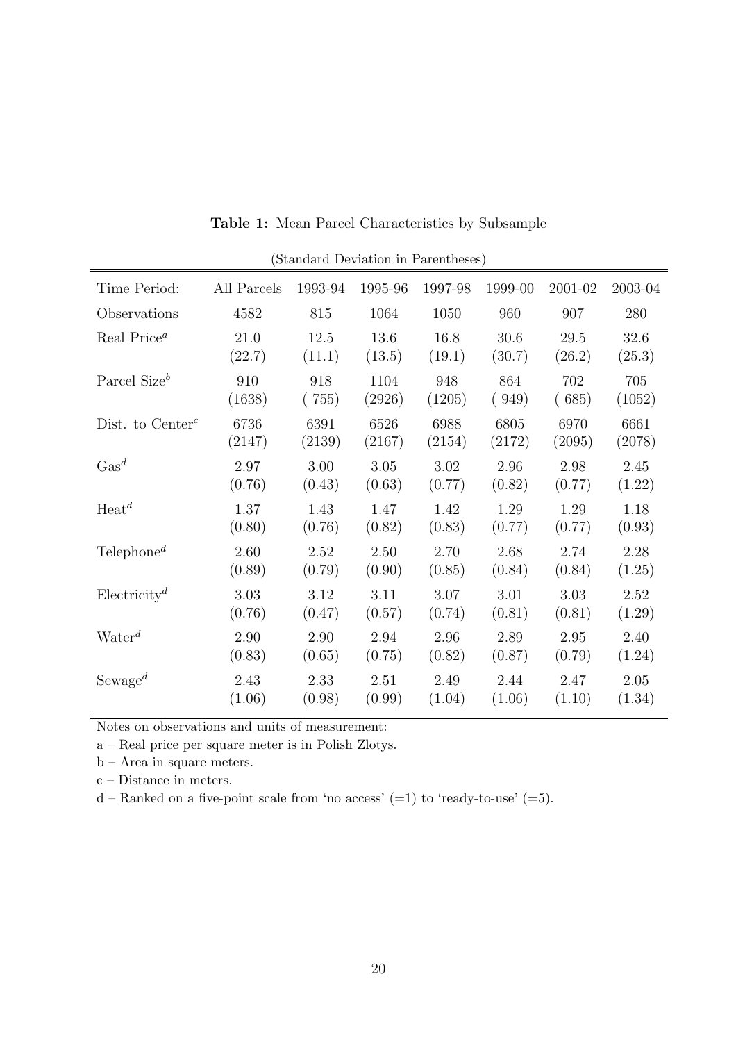**Table 1:** Mean Parcel Characteristics by Subsample

(Standard Deviation in Parentheses)

| Time Period: | All Parcels | 1993-94 | 1995-96 | 1997-98 | 1999-00 | 2001-02 | 2003-04 |
|---|---|---|---|---|---|---|---|
| Observations | 4582 | 815 | 1064 | 1050 | 960 | 907 | 280 |
| Real Price[a] | 21.0 | 12.5 | 13.6 | 16.8 | 30.6 | 29.5 | 32.6 |
| | (22.7) | (11.1) | (13.5) | (19.1) | (30.7) | (26.2) | (25.3) |
| Parcel Size[b] | 910 | 918 | 1104 | 948 | 864 | 702 | 705 |
| | (1638) | ( 755) | (2926) | (1205) | ( 949) | ( 685) | (1052) |
| Dist. to Center[c] | 6736 | 6391 | 6526 | 6988 | 6805 | 6970 | 6661 |
| | (2147) | (2139) | (2167) | (2154) | (2172) | (2095) | (2078) |
| Gas[d] | 2.97 | 3.00 | 3.05 | 3.02 | 2.96 | 2.98 | 2.45 |
| | (0.76) | (0.43) | (0.63) | (0.77) | (0.82) | (0.77) | (1.22) |
| Heat[d] | 1.37 | 1.43 | 1.47 | 1.42 | 1.29 | 1.29 | 1.18 |
| | (0.80) | (0.76) | (0.82) | (0.83) | (0.77) | (0.77) | (0.93) |
| Telephone[d] | 2.60 | 2.52 | 2.50 | 2.70 | 2.68 | 2.74 | 2.28 |
| | (0.89) | (0.79) | (0.90) | (0.85) | (0.84) | (0.84) | (1.25) |
| Electricity[d] | 3.03 | 3.12 | 3.11 | 3.07 | 3.01 | 3.03 | 2.52 |
| | (0.76) | (0.47) | (0.57) | (0.74) | (0.81) | (0.81) | (1.29) |
| Water[d] | 2.90 | 2.90 | 2.94 | 2.96 | 2.89 | 2.95 | 2.40 |
| | (0.83) | (0.65) | (0.75) | (0.82) | (0.87) | (0.79) | (1.24) |
| Sewage[d] | 2.43 | 2.33 | 2.51 | 2.49 | 2.44 | 2.47 | 2.05 |
| | (1.06) | (0.98) | (0.99) | (1.04) | (1.06) | (1.10) | (1.34) |

Notes on observations and units of measurement:

a – Real price per square meter is in Polish Zlotys.

b – Area in square meters.

c – Distance in meters.

d – Ranked on a five-point scale from 'no access' (=1) to 'ready-to-use' (=5).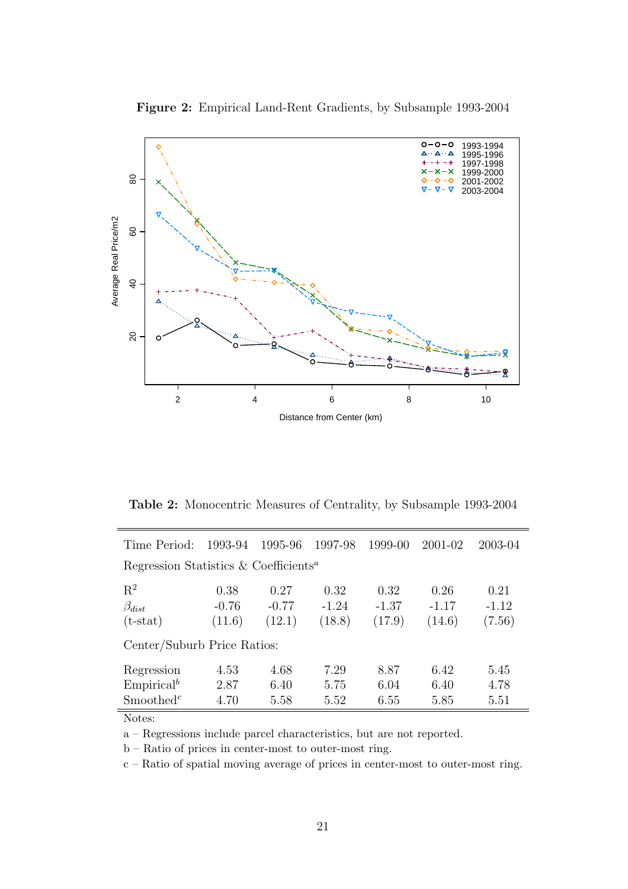**Figure 2:** Empirical Land-Rent Gradients, by Subsample 1993-2004

1993-1994
1995-1996
1997-1998
1999-2000
2001-2002
2003-2004

Average Real Price/m2

20
40
60
80

2
4
6
8
10

Distance from Center (km)

**Table 2:** Monocentric Measures of Centrality, by Subsample 1993-2004

| Time Period: | 1993-94 | 1995-96 | 1997-98 | 1999-00 | 2001-02 | 2003-04 |
|---|---|---|---|---|---|---|
| Regression Statistics & Coefficients[a] | | | | | | |
| $R^2$ | 0.38 | 0.27 | 0.32 | 0.32 | 0.26 | 0.21 |
| $\beta_{dist}$ | -0.76 | -0.77 | -1.24 | -1.37 | -1.17 | -1.12 |
| (t-stat) | (11.6) | (12.1) | (18.8) | (17.9) | (14.6) | (7.56) |
| Center/Suburb Price Ratios: | | | | | | |
| Regression | 4.53 | 4.68 | 7.29 | 8.87 | 6.42 | 5.45 |
| Empirical[b] | 2.87 | 6.40 | 5.75 | 6.04 | 6.40 | 4.78 |
| Smoothed[c] | 4.70 | 5.58 | 5.52 | 6.55 | 5.85 | 5.51 |

Notes:

a – Regressions include parcel characteristics, but are not reported.

b – Ratio of prices in center-most to outer-most ring.

c – Ratio of spatial moving average of prices in center-most to outer-most ring.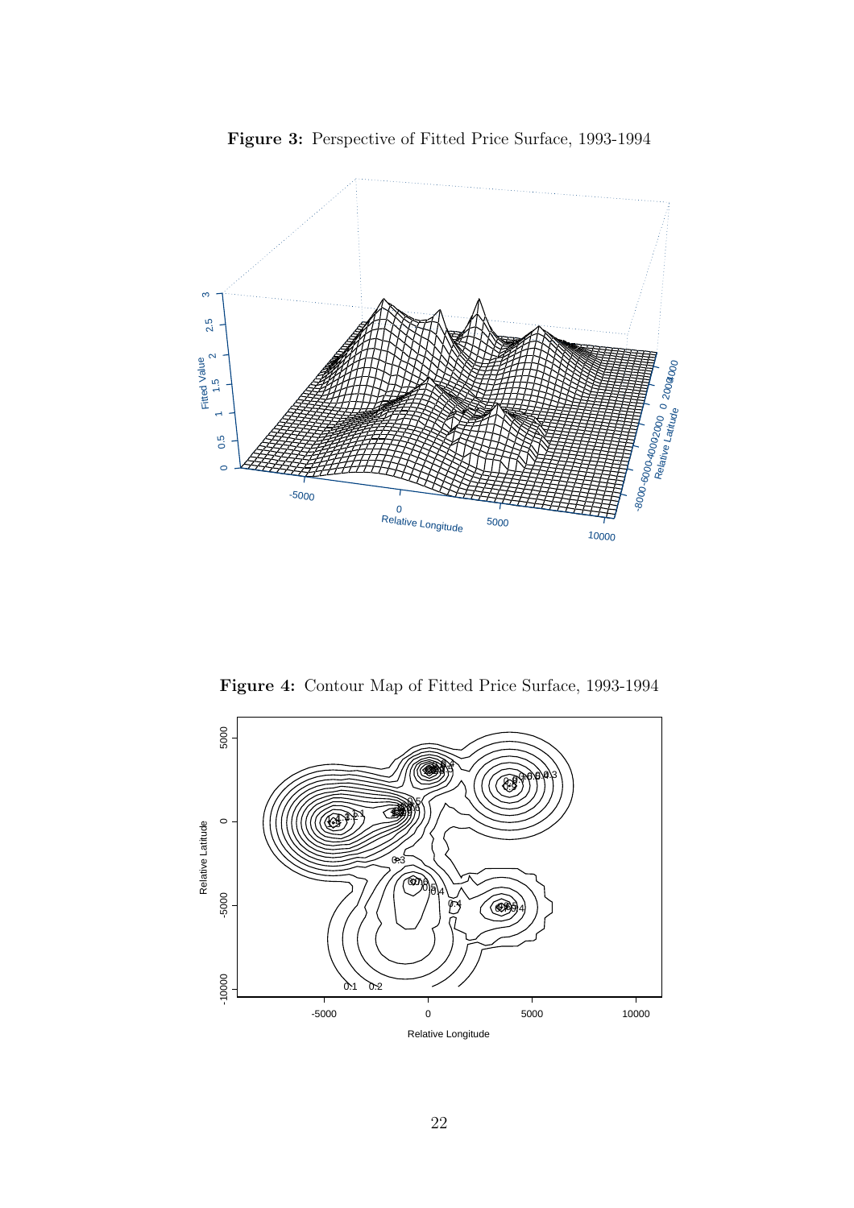**Figure 3:** Perspective of Fitted Price Surface, 1993-1994

Fitted Value
0
0.5
1
1.5
2
2.5
3
-5000
0
5000
10000
Relative Longitude
-8000 -6000 -4000 -2000 0 2000 4000
Relative Latitude

**Figure 4:** Contour Map of Fitted Price Surface, 1993-1994

Relative Latitude
5000
0
-5000
-10000
-5000
0
5000
10000
Relative Longitude
0.1
0.2
0.3
0.4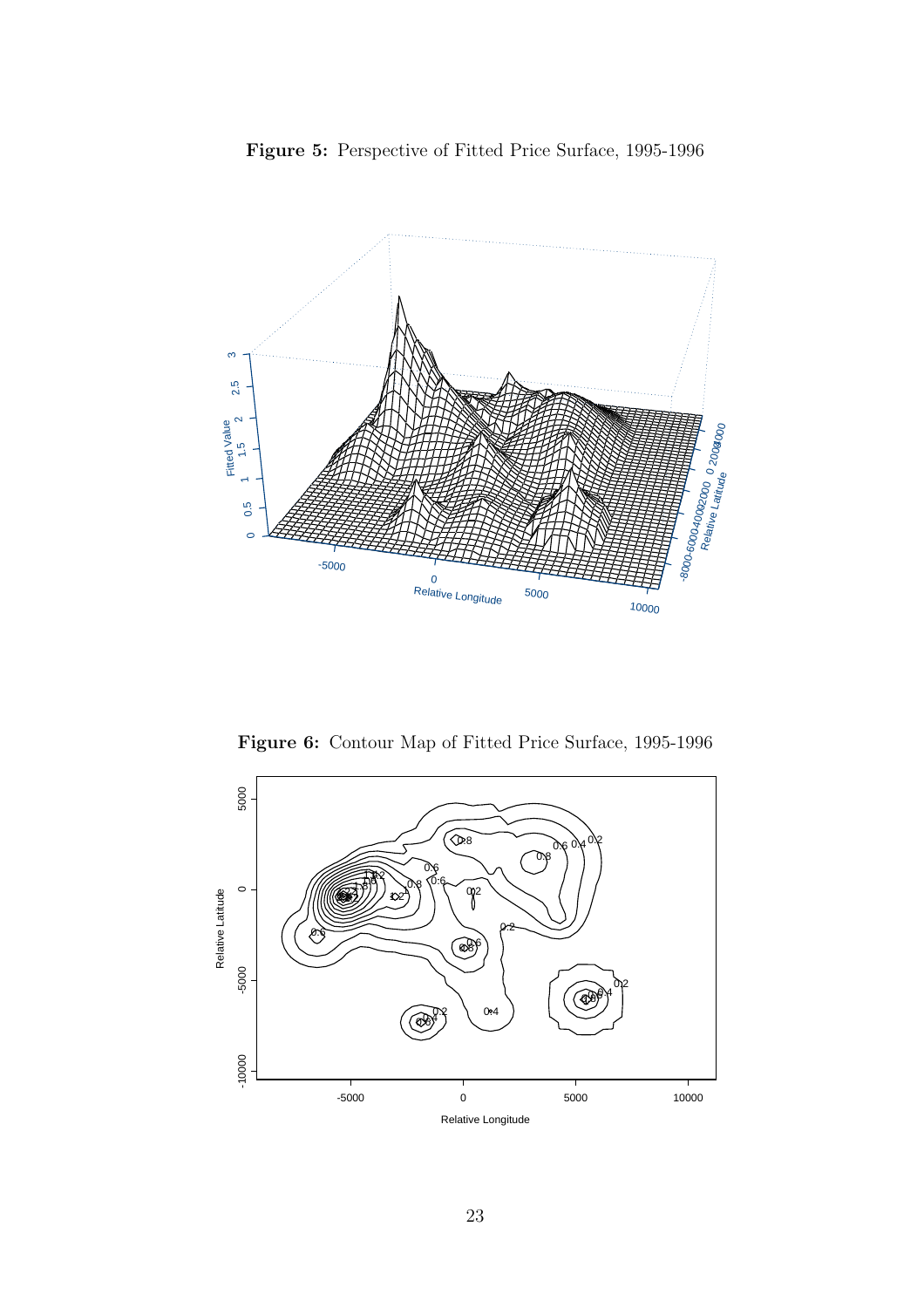**Figure 5:** Perspective of Fitted Price Surface, 1995-1996

Fitted Value
0
0.5
1
1.5
2
2.5
3
-5000
0
5000
10000
Relative Longitude
-8000 -6000 -4000 -2000 0 2000 4000
Relative Latitude

**Figure 6:** Contour Map of Fitted Price Surface, 1995-1996

Relative Latitude
5000
0
-5000
-10000
-5000
0
5000
10000
Relative Longitude
0.8
0.6
0.4
0.2
0.8
0.6
0.6
0.8
1.2
1
0.2
0.6
0.2
0.6
0.2
0.4
0.2
0.4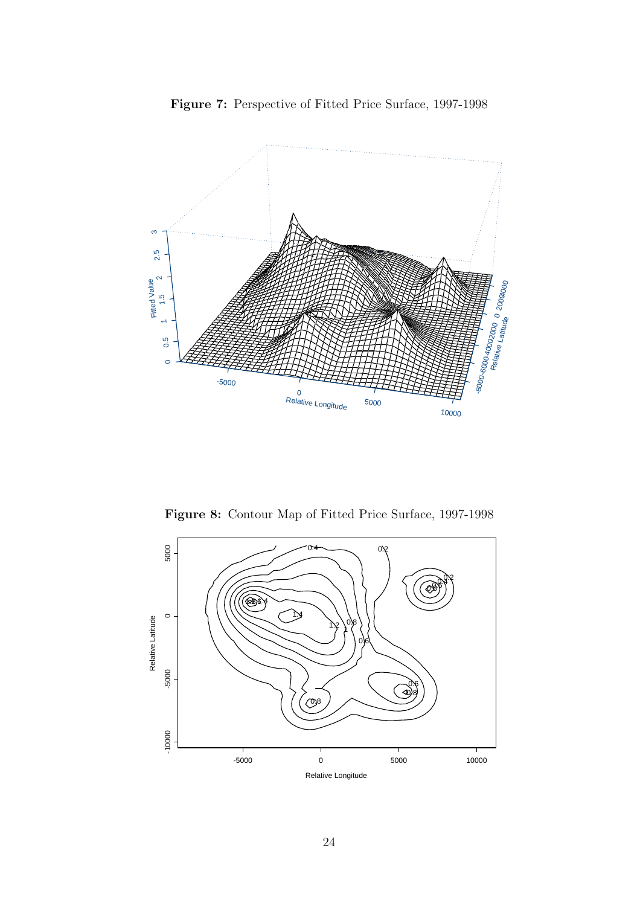**Figure 7:** Perspective of Fitted Price Surface, 1997-1998

Fitted Value
0
0.5
1
1.5
2
2.5
3
-5000
0
5000
10000
Relative Longitude
-8000-6000-4000-2000 0 2000 4000
Relative Latitude

**Figure 8:** Contour Map of Fitted Price Surface, 1997-1998

Relative Latitude
-10000
-5000
0
5000
Relative Longitude
-5000
0
5000
10000
0.4
0.2
0.2
0.4
0.6
0.8
1.4
1.2
1
0.8
0.6
0.6
0.8
0.8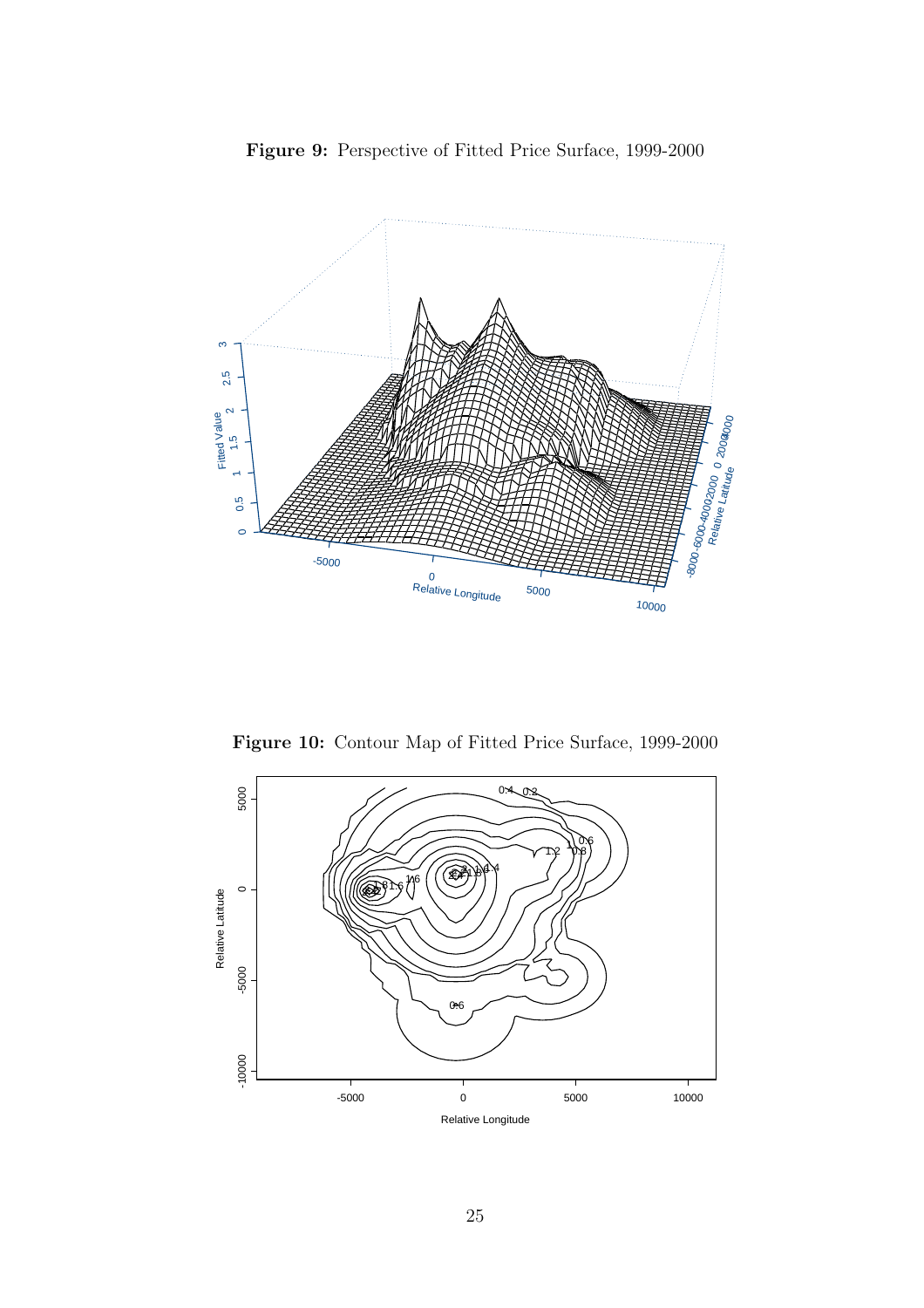**Figure 9:** Perspective of Fitted Price Surface, 1999-2000

Fitted Value
0
0.5
1
1.5
2
2.5
3
-5000
0
5000
10000
Relative Longitude
-8000 -6000 -4000 -2000 0 2000 4000
Relative Latitude

**Figure 10:** Contour Map of Fitted Price Surface, 1999-2000

Relative Latitude
-10000
-5000
0
5000
Relative Longitude
-5000
0
5000
10000
0.4
0.2
0.6
0.8
1
1.2
1.4
1.6
1.8
2
2.2
2.4
0.6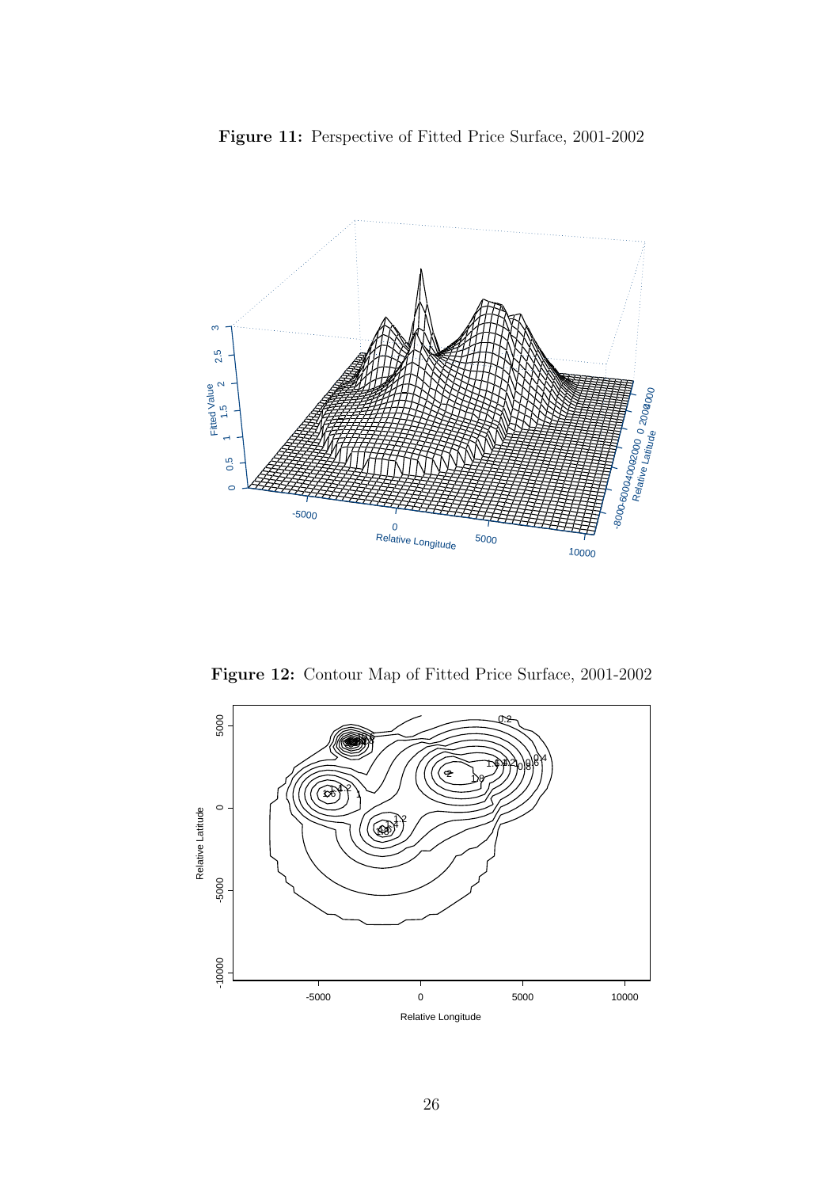**Figure 11:** Perspective of Fitted Price Surface, 2001-2002

Fitted Value
0
0.5
1
1.5
2
2.5
3
-5000
0
5000
10000
Relative Longitude
-8000-6000-4000-2000 0 2000 4000
Relative Latitude

**Figure 12:** Contour Map of Fitted Price Surface, 2001-2002

Relative Latitude
5000
0
-5000
-10000
-5000
0
5000
10000
Relative Longitude
0.2
0.4
0.6
0.8
1
1.2
1.4
1.6
1.8
2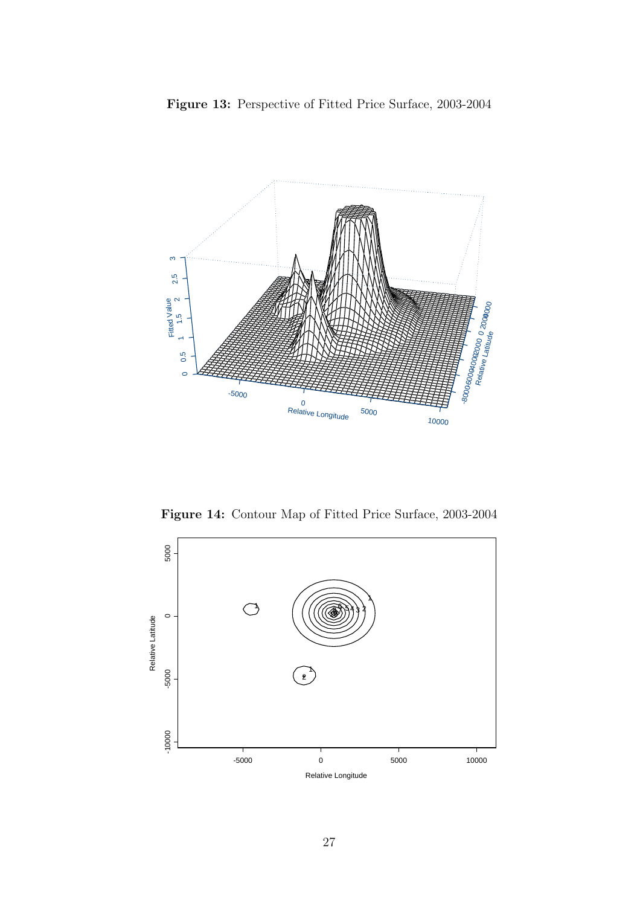**Figure 13:** Perspective of Fitted Price Surface, 2003-2004

Fitted Value
0
0.5
1
1.5
2
2.5
3
-5000
0
5000
10000
Relative Longitude
-8000
-6000
-4000
-2000
0
2000
4000
Relative Latitude

**Figure 14:** Contour Map of Fitted Price Surface, 2003-2004

Relative Latitude
5000
0
-5000
-10000
-5000
0
5000
10000
Relative Longitude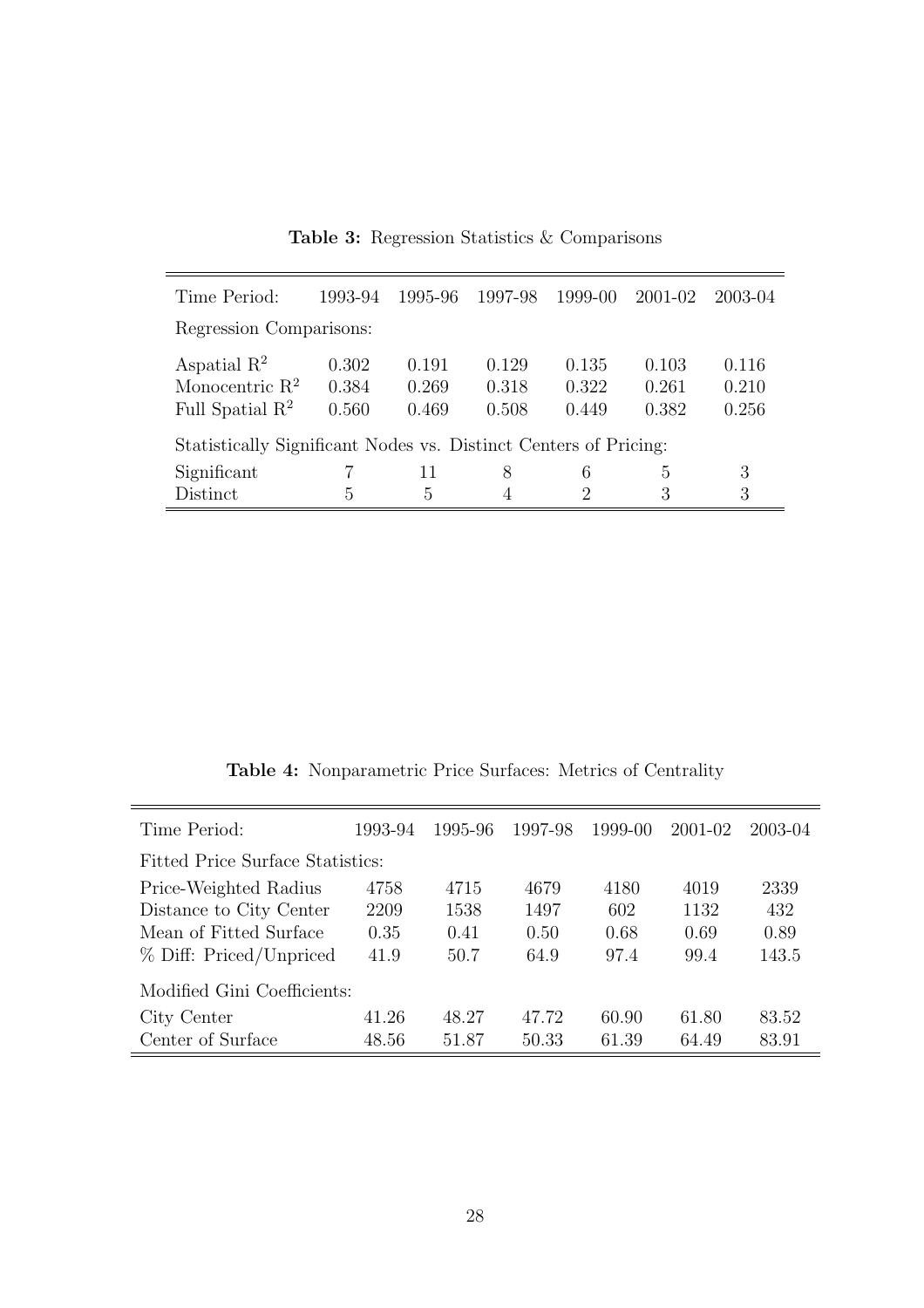**Table 3:** Regression Statistics & Comparisons

| Time Period: | 1993-94 | 1995-96 | 1997-98 | 1999-00 | 2001-02 | 2003-04 |
|---|---|---|---|---|---|---|
| Regression Comparisons: | | | | | | |
| Aspatial $R^2$ | 0.302 | 0.191 | 0.129 | 0.135 | 0.103 | 0.116 |
| Monocentric $R^2$ | 0.384 | 0.269 | 0.318 | 0.322 | 0.261 | 0.210 |
| Full Spatial $R^2$ | 0.560 | 0.469 | 0.508 | 0.449 | 0.382 | 0.256 |
| Statistically Significant Nodes vs. Distinct Centers of Pricing: | | | | | | |
| Significant | 7 | 11 | 8 | 6 | 5 | 3 |
| Distinct | 5 | 5 | 4 | 2 | 3 | 3 |

**Table 4:** Nonparametric Price Surfaces: Metrics of Centrality

| Time Period: | 1993-94 | 1995-96 | 1997-98 | 1999-00 | 2001-02 | 2003-04 |
|---|---|---|---|---|---|---|
| Fitted Price Surface Statistics: | | | | | | |
| Price-Weighted Radius | 4758 | 4715 | 4679 | 4180 | 4019 | 2339 |
| Distance to City Center | 2209 | 1538 | 1497 | 602 | 1132 | 432 |
| Mean of Fitted Surface | 0.35 | 0.41 | 0.50 | 0.68 | 0.69 | 0.89 |
| % Diff: Priced/Unpriced | 41.9 | 50.7 | 64.9 | 97.4 | 99.4 | 143.5 |
| Modified Gini Coefficients: | | | | | | |
| City Center | 41.26 | 48.27 | 47.72 | 60.90 | 61.80 | 83.52 |
| Center of Surface | 48.56 | 51.87 | 50.33 | 61.39 | 64.49 | 83.91 |